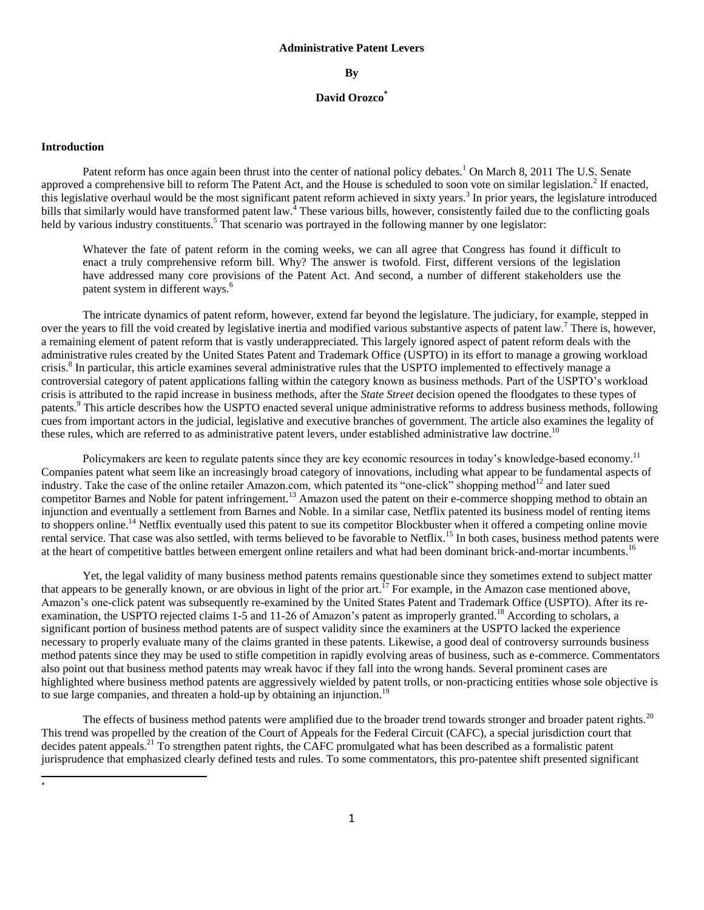# Administrative Patent Levers

**By**

**David Orozco***

## Introduction

Patent reform has once again been thrust into the center of national policy debates.[1] On March 8, 2011 The U.S. Senate approved a comprehensive bill to reform The Patent Act, and the House is scheduled to soon vote on similar legislation.[2] If enacted, this legislative overhaul would be the most significant patent reform achieved in sixty years.[3] In prior years, the legislature introduced bills that similarly would have transformed patent law.[4] These various bills, however, consistently failed due to the conflicting goals held by various industry constituents.[5] That scenario was portrayed in the following manner by one legislator:

> Whatever the fate of patent reform in the coming weeks, we can all agree that Congress has found it difficult to enact a truly comprehensive reform bill. Why? The answer is twofold. First, different versions of the legislation have addressed many core provisions of the Patent Act. And second, a number of different stakeholders use the patent system in different ways.[6]

The intricate dynamics of patent reform, however, extend far beyond the legislature. The judiciary, for example, stepped in over the years to fill the void created by legislative inertia and modified various substantive aspects of patent law.[7] There is, however, a remaining element of patent reform that is vastly underappreciated. This largely ignored aspect of patent reform deals with the administrative rules created by the United States Patent and Trademark Office (USPTO) in its effort to manage a growing workload crisis.[8] In particular, this article examines several administrative rules that the USPTO implemented to effectively manage a controversial category of patent applications falling within the category known as business methods. Part of the USPTO's workload crisis is attributed to the rapid increase in business methods, after the *State Street* decision opened the floodgates to these types of patents.[9] This article describes how the USPTO enacted several unique administrative reforms to address business methods, following cues from important actors in the judicial, legislative and executive branches of government. The article also examines the legality of these rules, which are referred to as administrative patent levers, under established administrative law doctrine.[10]

Policymakers are keen to regulate patents since they are key economic resources in today's knowledge-based economy.[11] Companies patent what seem like an increasingly broad category of innovations, including what appear to be fundamental aspects of industry. Take the case of the online retailer Amazon.com, which patented its "one-click" shopping method[12] and later sued competitor Barnes and Noble for patent infringement.[13] Amazon used the patent on their e-commerce shopping method to obtain an injunction and eventually a settlement from Barnes and Noble. In a similar case, Netflix patented its business model of renting items to shoppers online.[14] Netflix eventually used this patent to sue its competitor Blockbuster when it offered a competing online movie rental service. That case was also settled, with terms believed to be favorable to Netflix.[15] In both cases, business method patents were at the heart of competitive battles between emergent online retailers and what had been dominant brick-and-mortar incumbents.[16]

Yet, the legal validity of many business method patents remains questionable since they sometimes extend to subject matter that appears to be generally known, or are obvious in light of the prior art.[17] For example, in the Amazon case mentioned above, Amazon's one-click patent was subsequently re-examined by the United States Patent and Trademark Office (USPTO). After its re-examination, the USPTO rejected claims 1-5 and 11-26 of Amazon's patent as improperly granted.[18] According to scholars, a significant portion of business method patents are of suspect validity since the examiners at the USPTO lacked the experience necessary to properly evaluate many of the claims granted in these patents. Likewise, a good deal of controversy surrounds business method patents since they may be used to stifle competition in rapidly evolving areas of business, such as e-commerce. Commentators also point out that business method patents may wreak havoc if they fall into the wrong hands. Several prominent cases are highlighted where business method patents are aggressively wielded by patent trolls, or non-practicing entities whose sole objective is to sue large companies, and threaten a hold-up by obtaining an injunction.[19]

The effects of business method patents were amplified due to the broader trend towards stronger and broader patent rights.[20] This trend was propelled by the creation of the Court of Appeals for the Federal Circuit (CAFC), a special jurisdiction court that decides patent appeals.[21] To strengthen patent rights, the CAFC promulgated what has been described as a formalistic patent jurisprudence that emphasized clearly defined tests and rules. To some commentators, this pro-patentee shift presented significant

---

*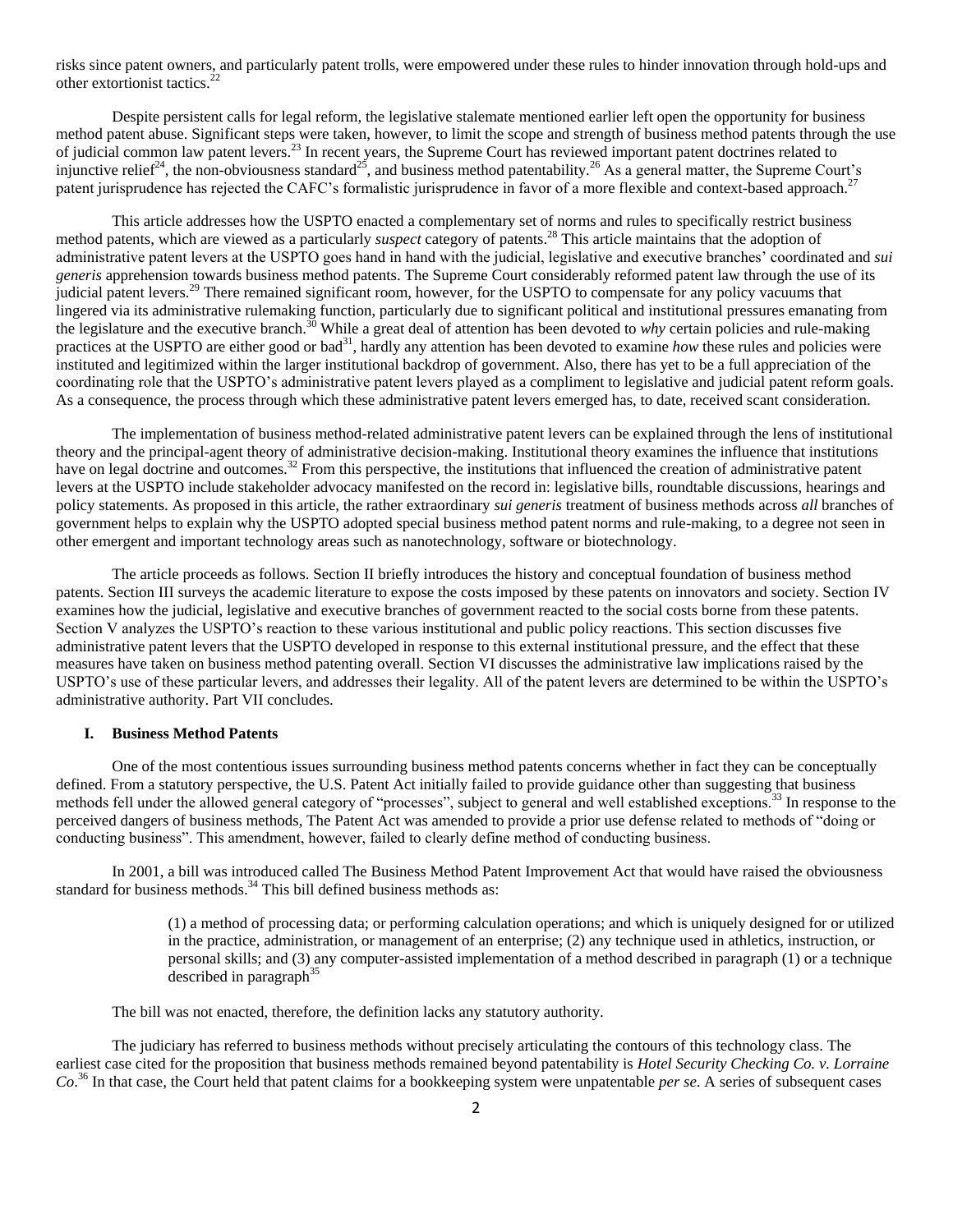risks since patent owners, and particularly patent trolls, were empowered under these rules to hinder innovation through hold-ups and other extortionist tactics.[22]

Despite persistent calls for legal reform, the legislative stalemate mentioned earlier left open the opportunity for business method patent abuse. Significant steps were taken, however, to limit the scope and strength of business method patents through the use of judicial common law patent levers.[23] In recent years, the Supreme Court has reviewed important patent doctrines related to injunctive relief[24], the non-obviousness standard[25], and business method patentability.[26] As a general matter, the Supreme Court's patent jurisprudence has rejected the CAFC's formalistic jurisprudence in favor of a more flexible and context-based approach.[27]

This article addresses how the USPTO enacted a complementary set of norms and rules to specifically restrict business method patents, which are viewed as a particularly *suspect* category of patents.[28] This article maintains that the adoption of administrative patent levers at the USPTO goes hand in hand with the judicial, legislative and executive branches' coordinated and *sui generis* apprehension towards business method patents. The Supreme Court considerably reformed patent law through the use of its judicial patent levers.[29] There remained significant room, however, for the USPTO to compensate for any policy vacuums that lingered via its administrative rulemaking function, particularly due to significant political and institutional pressures emanating from the legislature and the executive branch.[30] While a great deal of attention has been devoted to *why* certain policies and rule-making practices at the USPTO are either good or bad[31], hardly any attention has been devoted to examine *how* these rules and policies were instituted and legitimized within the larger institutional backdrop of government. Also, there has yet to be a full appreciation of the coordinating role that the USPTO's administrative patent levers played as a compliment to legislative and judicial patent reform goals. As a consequence, the process through which these administrative patent levers emerged has, to date, received scant consideration.

The implementation of business method-related administrative patent levers can be explained through the lens of institutional theory and the principal-agent theory of administrative decision-making. Institutional theory examines the influence that institutions have on legal doctrine and outcomes.[32] From this perspective, the institutions that influenced the creation of administrative patent levers at the USPTO include stakeholder advocacy manifested on the record in: legislative bills, roundtable discussions, hearings and policy statements. As proposed in this article, the rather extraordinary *sui generis* treatment of business methods across *all* branches of government helps to explain why the USPTO adopted special business method patent norms and rule-making, to a degree not seen in other emergent and important technology areas such as nanotechnology, software or biotechnology.

The article proceeds as follows. Section II briefly introduces the history and conceptual foundation of business method patents. Section III surveys the academic literature to expose the costs imposed by these patents on innovators and society. Section IV examines how the judicial, legislative and executive branches of government reacted to the social costs borne from these patents. Section V analyzes the USPTO's reaction to these various institutional and public policy reactions. This section discusses five administrative patent levers that the USPTO developed in response to this external institutional pressure, and the effect that these measures have taken on business method patenting overall. Section VI discusses the administrative law implications raised by the USPTO's use of these particular levers, and addresses their legality. All of the patent levers are determined to be within the USPTO's administrative authority. Part VII concludes.

## I. Business Method Patents

One of the most contentious issues surrounding business method patents concerns whether in fact they can be conceptually defined. From a statutory perspective, the U.S. Patent Act initially failed to provide guidance other than suggesting that business methods fell under the allowed general category of "processes", subject to general and well established exceptions.[33] In response to the perceived dangers of business methods, The Patent Act was amended to provide a prior use defense related to methods of "doing or conducting business". This amendment, however, failed to clearly define method of conducting business.

In 2001, a bill was introduced called The Business Method Patent Improvement Act that would have raised the obviousness standard for business methods.[34] This bill defined business methods as:

> (1) a method of processing data; or performing calculation operations; and which is uniquely designed for or utilized in the practice, administration, or management of an enterprise; (2) any technique used in athletics, instruction, or personal skills; and (3) any computer-assisted implementation of a method described in paragraph (1) or a technique described in paragraph[35]

The bill was not enacted, therefore, the definition lacks any statutory authority.

The judiciary has referred to business methods without precisely articulating the contours of this technology class. The earliest case cited for the proposition that business methods remained beyond patentability is *Hotel Security Checking Co. v. Lorraine Co*.[36] In that case, the Court held that patent claims for a bookkeeping system were unpatentable *per se*. A series of subsequent cases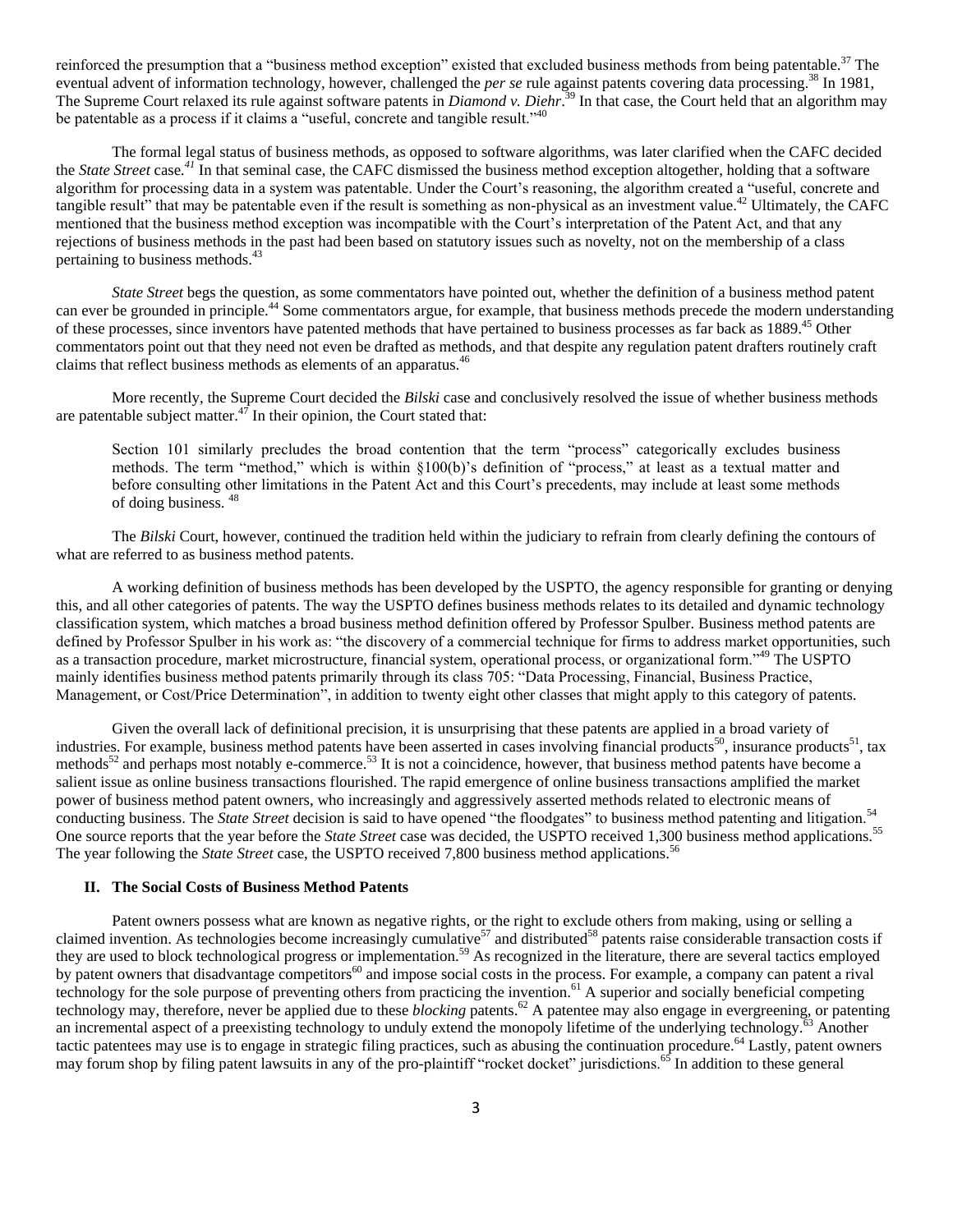reinforced the presumption that a "business method exception" existed that excluded business methods from being patentable.[37] The eventual advent of information technology, however, challenged the *per se* rule against patents covering data processing.[38] In 1981, The Supreme Court relaxed its rule against software patents in *Diamond v. Diehr*.[39] In that case, the Court held that an algorithm may be patentable as a process if it claims a "useful, concrete and tangible result."[40]

The formal legal status of business methods, as opposed to software algorithms, was later clarified when the CAFC decided the *State Street* case.[41] In that seminal case, the CAFC dismissed the business method exception altogether, holding that a software algorithm for processing data in a system was patentable. Under the Court's reasoning, the algorithm created a "useful, concrete and tangible result" that may be patentable even if the result is something as non-physical as an investment value.[42] Ultimately, the CAFC mentioned that the business method exception was incompatible with the Court's interpretation of the Patent Act, and that any rejections of business methods in the past had been based on statutory issues such as novelty, not on the membership of a class pertaining to business methods.[43]

*State Street* begs the question, as some commentators have pointed out, whether the definition of a business method patent can ever be grounded in principle.[44] Some commentators argue, for example, that business methods precede the modern understanding of these processes, since inventors have patented methods that have pertained to business processes as far back as 1889.[45] Other commentators point out that they need not even be drafted as methods, and that despite any regulation patent drafters routinely craft claims that reflect business methods as elements of an apparatus.[46]

More recently, the Supreme Court decided the *Bilski* case and conclusively resolved the issue of whether business methods are patentable subject matter.[47] In their opinion, the Court stated that:

> Section 101 similarly precludes the broad contention that the term "process" categorically excludes business methods. The term "method," which is within §100(b)'s definition of "process," at least as a textual matter and before consulting other limitations in the Patent Act and this Court's precedents, may include at least some methods of doing business. [48]

The *Bilski* Court, however, continued the tradition held within the judiciary to refrain from clearly defining the contours of what are referred to as business method patents.

A working definition of business methods has been developed by the USPTO, the agency responsible for granting or denying this, and all other categories of patents. The way the USPTO defines business methods relates to its detailed and dynamic technology classification system, which matches a broad business method definition offered by Professor Spulber. Business method patents are defined by Professor Spulber in his work as: "the discovery of a commercial technique for firms to address market opportunities, such as a transaction procedure, market microstructure, financial system, operational process, or organizational form."[49] The USPTO mainly identifies business method patents primarily through its class 705: "Data Processing, Financial, Business Practice, Management, or Cost/Price Determination", in addition to twenty eight other classes that might apply to this category of patents.

Given the overall lack of definitional precision, it is unsurprising that these patents are applied in a broad variety of industries. For example, business method patents have been asserted in cases involving financial products[50], insurance products[51], tax methods[52] and perhaps most notably e-commerce.[53] It is not a coincidence, however, that business method patents have become a salient issue as online business transactions flourished. The rapid emergence of online business transactions amplified the market power of business method patent owners, who increasingly and aggressively asserted methods related to electronic means of conducting business. The *State Street* decision is said to have opened "the floodgates" to business method patenting and litigation.[54] One source reports that the year before the *State Street* case was decided, the USPTO received 1,300 business method applications.[55] The year following the *State Street* case, the USPTO received 7,800 business method applications.[56]

## II. The Social Costs of Business Method Patents

Patent owners possess what are known as negative rights, or the right to exclude others from making, using or selling a claimed invention. As technologies become increasingly cumulative[57] and distributed[58] patents raise considerable transaction costs if they are used to block technological progress or implementation.[59] As recognized in the literature, there are several tactics employed by patent owners that disadvantage competitors[60] and impose social costs in the process. For example, a company can patent a rival technology for the sole purpose of preventing others from practicing the invention.[61] A superior and socially beneficial competing technology may, therefore, never be applied due to these *blocking* patents.[62] A patentee may also engage in evergreening, or patenting an incremental aspect of a preexisting technology to unduly extend the monopoly lifetime of the underlying technology.[63] Another tactic patentees may use is to engage in strategic filing practices, such as abusing the continuation procedure.[64] Lastly, patent owners may forum shop by filing patent lawsuits in any of the pro-plaintiff "rocket docket" jurisdictions.[65] In addition to these general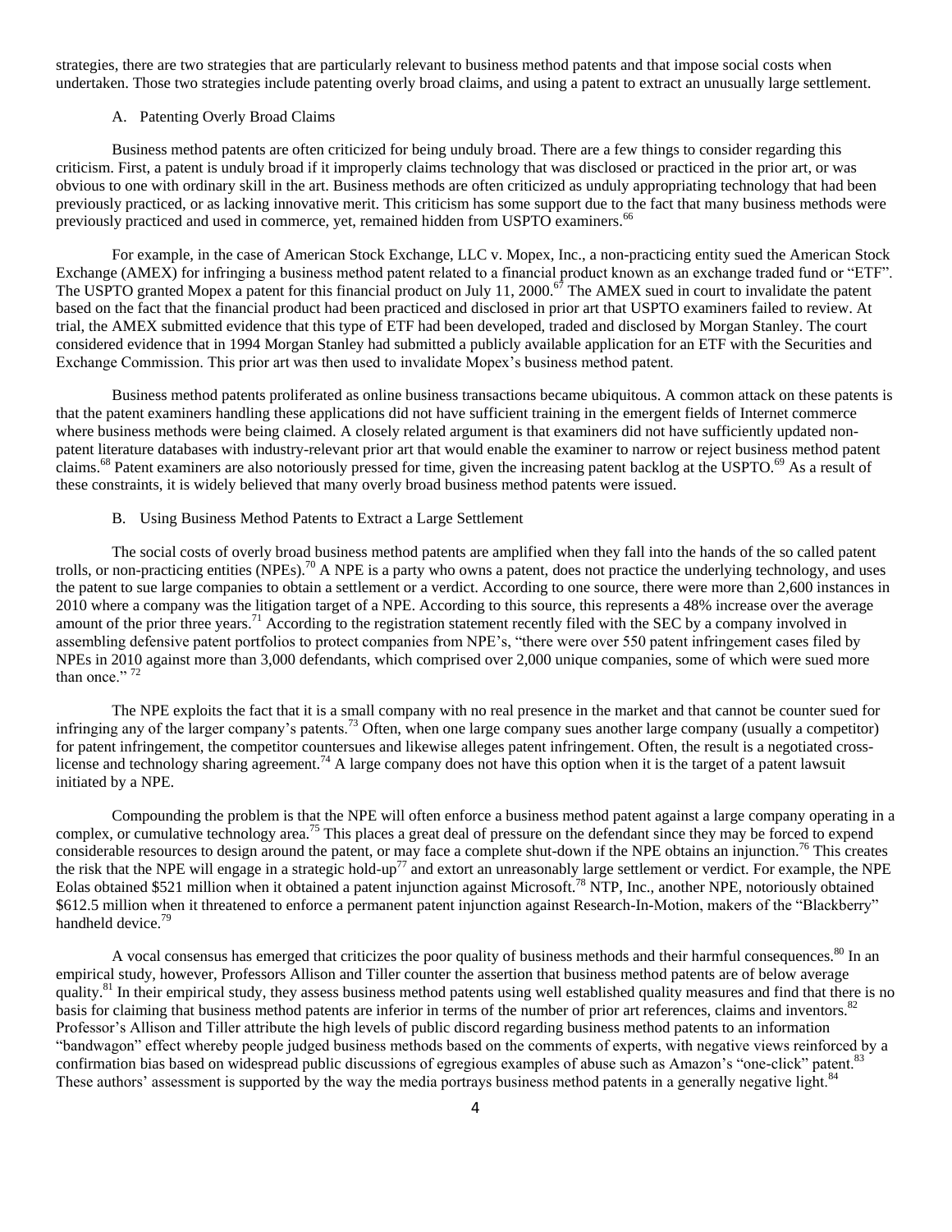strategies, there are two strategies that are particularly relevant to business method patents and that impose social costs when undertaken. Those two strategies include patenting overly broad claims, and using a patent to extract an unusually large settlement.

### A. Patenting Overly Broad Claims

Business method patents are often criticized for being unduly broad. There are a few things to consider regarding this criticism. First, a patent is unduly broad if it improperly claims technology that was disclosed or practiced in the prior art, or was obvious to one with ordinary skill in the art. Business methods are often criticized as unduly appropriating technology that had been previously practiced, or as lacking innovative merit. This criticism has some support due to the fact that many business methods were previously practiced and used in commerce, yet, remained hidden from USPTO examiners.[66]

For example, in the case of American Stock Exchange, LLC v. Mopex, Inc., a non-practicing entity sued the American Stock Exchange (AMEX) for infringing a business method patent related to a financial product known as an exchange traded fund or "ETF". The USPTO granted Mopex a patent for this financial product on July 11, 2000.[67] The AMEX sued in court to invalidate the patent based on the fact that the financial product had been practiced and disclosed in prior art that USPTO examiners failed to review. At trial, the AMEX submitted evidence that this type of ETF had been developed, traded and disclosed by Morgan Stanley. The court considered evidence that in 1994 Morgan Stanley had submitted a publicly available application for an ETF with the Securities and Exchange Commission. This prior art was then used to invalidate Mopex's business method patent.

Business method patents proliferated as online business transactions became ubiquitous. A common attack on these patents is that the patent examiners handling these applications did not have sufficient training in the emergent fields of Internet commerce where business methods were being claimed. A closely related argument is that examiners did not have sufficiently updated non-patent literature databases with industry-relevant prior art that would enable the examiner to narrow or reject business method patent claims.[68] Patent examiners are also notoriously pressed for time, given the increasing patent backlog at the USPTO.[69] As a result of these constraints, it is widely believed that many overly broad business method patents were issued.

### B. Using Business Method Patents to Extract a Large Settlement

The social costs of overly broad business method patents are amplified when they fall into the hands of the so called patent trolls, or non-practicing entities (NPEs).[70] A NPE is a party who owns a patent, does not practice the underlying technology, and uses the patent to sue large companies to obtain a settlement or a verdict. According to one source, there were more than 2,600 instances in 2010 where a company was the litigation target of a NPE. According to this source, this represents a 48% increase over the average amount of the prior three years.[71] According to the registration statement recently filed with the SEC by a company involved in assembling defensive patent portfolios to protect companies from NPE's, "there were over 550 patent infringement cases filed by NPEs in 2010 against more than 3,000 defendants, which comprised over 2,000 unique companies, some of which were sued more than once." [72]

The NPE exploits the fact that it is a small company with no real presence in the market and that cannot be counter sued for infringing any of the larger company's patents.[73] Often, when one large company sues another large company (usually a competitor) for patent infringement, the competitor countersues and likewise alleges patent infringement. Often, the result is a negotiated cross-license and technology sharing agreement.[74] A large company does not have this option when it is the target of a patent lawsuit initiated by a NPE.

Compounding the problem is that the NPE will often enforce a business method patent against a large company operating in a complex, or cumulative technology area.[75] This places a great deal of pressure on the defendant since they may be forced to expend considerable resources to design around the patent, or may face a complete shut-down if the NPE obtains an injunction.[76] This creates the risk that the NPE will engage in a strategic hold-up[77] and extort an unreasonably large settlement or verdict. For example, the NPE Eolas obtained $521 million when it obtained a patent injunction against Microsoft.[78] NTP, Inc., another NPE, notoriously obtained $612.5 million when it threatened to enforce a permanent patent injunction against Research-In-Motion, makers of the "Blackberry" handheld device.[79]

A vocal consensus has emerged that criticizes the poor quality of business methods and their harmful consequences.[80] In an empirical study, however, Professors Allison and Tiller counter the assertion that business method patents are of below average quality.[81] In their empirical study, they assess business method patents using well established quality measures and find that there is no basis for claiming that business method patents are inferior in terms of the number of prior art references, claims and inventors.[82] Professor's Allison and Tiller attribute the high levels of public discord regarding business method patents to an information "bandwagon" effect whereby people judged business methods based on the comments of experts, with negative views reinforced by a confirmation bias based on widespread public discussions of egregious examples of abuse such as Amazon's "one-click" patent.[83] These authors' assessment is supported by the way the media portrays business method patents in a generally negative light.[84]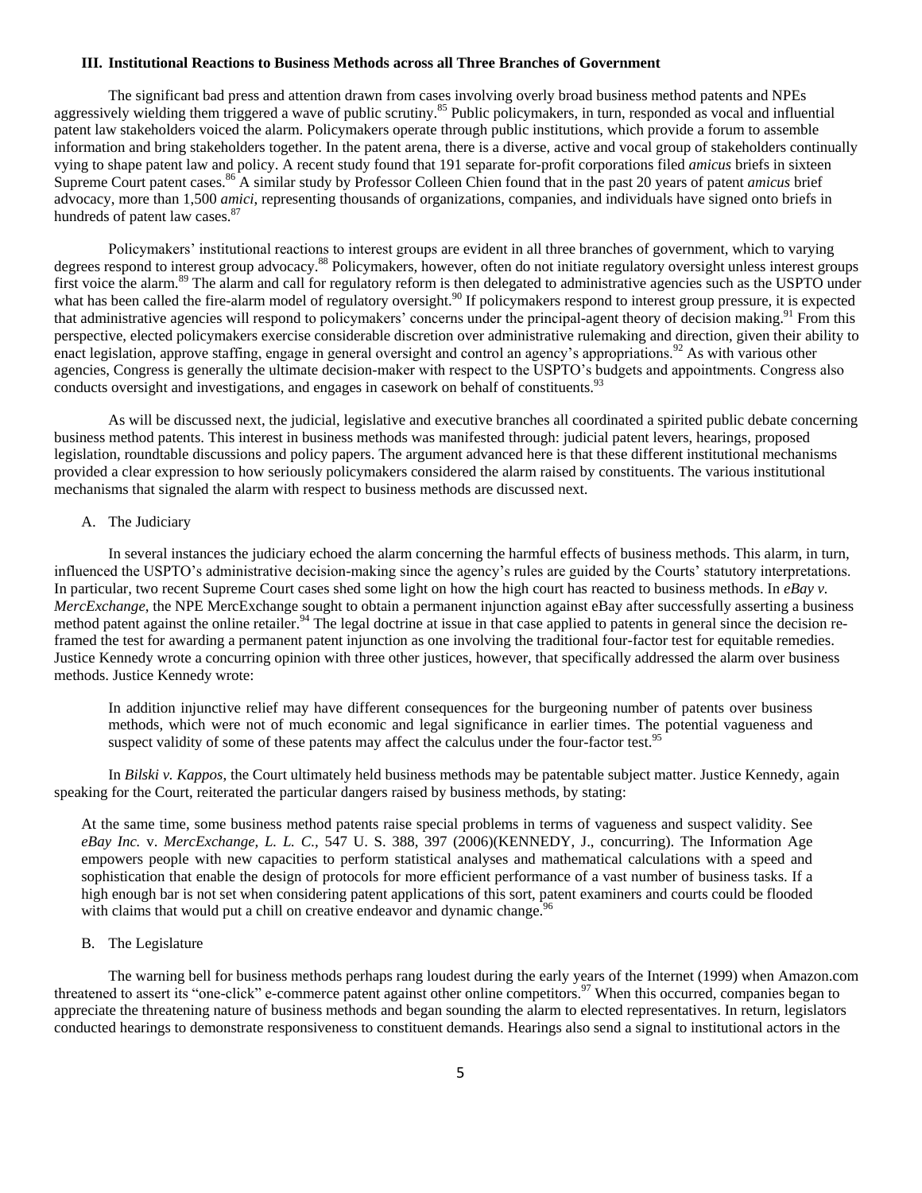### III. Institutional Reactions to Business Methods across all Three Branches of Government

The significant bad press and attention drawn from cases involving overly broad business method patents and NPEs aggressively wielding them triggered a wave of public scrutiny.[85] Public policymakers, in turn, responded as vocal and influential patent law stakeholders voiced the alarm. Policymakers operate through public institutions, which provide a forum to assemble information and bring stakeholders together. In the patent arena, there is a diverse, active and vocal group of stakeholders continually vying to shape patent law and policy. A recent study found that 191 separate for-profit corporations filed *amicus* briefs in sixteen Supreme Court patent cases.[86] A similar study by Professor Colleen Chien found that in the past 20 years of patent *amicus* brief advocacy, more than 1,500 *amici*, representing thousands of organizations, companies, and individuals have signed onto briefs in hundreds of patent law cases.[87]

Policymakers' institutional reactions to interest groups are evident in all three branches of government, which to varying degrees respond to interest group advocacy.[88] Policymakers, however, often do not initiate regulatory oversight unless interest groups first voice the alarm.[89] The alarm and call for regulatory reform is then delegated to administrative agencies such as the USPTO under what has been called the fire-alarm model of regulatory oversight.[90] If policymakers respond to interest group pressure, it is expected that administrative agencies will respond to policymakers' concerns under the principal-agent theory of decision making.[91] From this perspective, elected policymakers exercise considerable discretion over administrative rulemaking and direction, given their ability to enact legislation, approve staffing, engage in general oversight and control an agency's appropriations.[92] As with various other agencies, Congress is generally the ultimate decision-maker with respect to the USPTO's budgets and appointments. Congress also conducts oversight and investigations, and engages in casework on behalf of constituents.[93]

As will be discussed next, the judicial, legislative and executive branches all coordinated a spirited public debate concerning business method patents. This interest in business methods was manifested through: judicial patent levers, hearings, proposed legislation, roundtable discussions and policy papers. The argument advanced here is that these different institutional mechanisms provided a clear expression to how seriously policymakers considered the alarm raised by constituents. The various institutional mechanisms that signaled the alarm with respect to business methods are discussed next.

#### A. The Judiciary

In several instances the judiciary echoed the alarm concerning the harmful effects of business methods. This alarm, in turn, influenced the USPTO's administrative decision-making since the agency's rules are guided by the Courts' statutory interpretations. In particular, two recent Supreme Court cases shed some light on how the high court has reacted to business methods. In *eBay v. MercExchange*, the NPE MercExchange sought to obtain a permanent injunction against eBay after successfully asserting a business method patent against the online retailer.[94] The legal doctrine at issue in that case applied to patents in general since the decision re-framed the test for awarding a permanent patent injunction as one involving the traditional four-factor test for equitable remedies. Justice Kennedy wrote a concurring opinion with three other justices, however, that specifically addressed the alarm over business methods. Justice Kennedy wrote:

> In addition injunctive relief may have different consequences for the burgeoning number of patents over business methods, which were not of much economic and legal significance in earlier times. The potential vagueness and suspect validity of some of these patents may affect the calculus under the four-factor test.[95]

In *Bilski v. Kappos*, the Court ultimately held business methods may be patentable subject matter. Justice Kennedy, again speaking for the Court, reiterated the particular dangers raised by business methods, by stating:

> At the same time, some business method patents raise special problems in terms of vagueness and suspect validity. See *eBay Inc.* v. *MercExchange, L. L. C.*, 547 U. S. 388, 397 (2006)(KENNEDY, J., concurring). The Information Age empowers people with new capacities to perform statistical analyses and mathematical calculations with a speed and sophistication that enable the design of protocols for more efficient performance of a vast number of business tasks. If a high enough bar is not set when considering patent applications of this sort, patent examiners and courts could be flooded with claims that would put a chill on creative endeavor and dynamic change.[96]

#### B. The Legislature

The warning bell for business methods perhaps rang loudest during the early years of the Internet (1999) when Amazon.com threatened to assert its "one-click" e-commerce patent against other online competitors.[97] When this occurred, companies began to appreciate the threatening nature of business methods and began sounding the alarm to elected representatives. In return, legislators conducted hearings to demonstrate responsiveness to constituent demands. Hearings also send a signal to institutional actors in the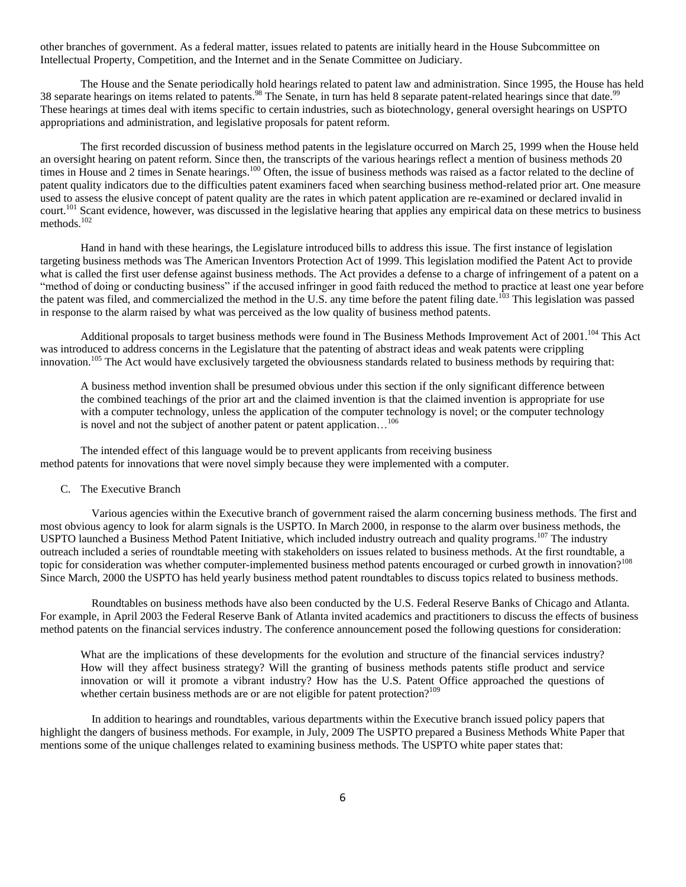other branches of government. As a federal matter, issues related to patents are initially heard in the House Subcommittee on Intellectual Property, Competition, and the Internet and in the Senate Committee on Judiciary.

The House and the Senate periodically hold hearings related to patent law and administration. Since 1995, the House has held 38 separate hearings on items related to patents.[98] The Senate, in turn has held 8 separate patent-related hearings since that date.[99] These hearings at times deal with items specific to certain industries, such as biotechnology, general oversight hearings on USPTO appropriations and administration, and legislative proposals for patent reform.

The first recorded discussion of business method patents in the legislature occurred on March 25, 1999 when the House held an oversight hearing on patent reform. Since then, the transcripts of the various hearings reflect a mention of business methods 20 times in House and 2 times in Senate hearings.[100] Often, the issue of business methods was raised as a factor related to the decline of patent quality indicators due to the difficulties patent examiners faced when searching business method-related prior art. One measure used to assess the elusive concept of patent quality are the rates in which patent application are re-examined or declared invalid in court.[101] Scant evidence, however, was discussed in the legislative hearing that applies any empirical data on these metrics to business methods.[102]

Hand in hand with these hearings, the Legislature introduced bills to address this issue. The first instance of legislation targeting business methods was The American Inventors Protection Act of 1999. This legislation modified the Patent Act to provide what is called the first user defense against business methods. The Act provides a defense to a charge of infringement of a patent on a "method of doing or conducting business" if the accused infringer in good faith reduced the method to practice at least one year before the patent was filed, and commercialized the method in the U.S. any time before the patent filing date.[103] This legislation was passed in response to the alarm raised by what was perceived as the low quality of business method patents.

Additional proposals to target business methods were found in The Business Methods Improvement Act of 2001.[104] This Act was introduced to address concerns in the Legislature that the patenting of abstract ideas and weak patents were crippling innovation.[105] The Act would have exclusively targeted the obviousness standards related to business methods by requiring that:

> A business method invention shall be presumed obvious under this section if the only significant difference between the combined teachings of the prior art and the claimed invention is that the claimed invention is appropriate for use with a computer technology, unless the application of the computer technology is novel; or the computer technology is novel and not the subject of another patent or patent application…[106]

The intended effect of this language would be to prevent applicants from receiving business method patents for innovations that were novel simply because they were implemented with a computer.

### C. The Executive Branch

Various agencies within the Executive branch of government raised the alarm concerning business methods. The first and most obvious agency to look for alarm signals is the USPTO. In March 2000, in response to the alarm over business methods, the USPTO launched a Business Method Patent Initiative, which included industry outreach and quality programs.[107] The industry outreach included a series of roundtable meeting with stakeholders on issues related to business methods. At the first roundtable, a topic for consideration was whether computer-implemented business method patents encouraged or curbed growth in innovation?[108] Since March, 2000 the USPTO has held yearly business method patent roundtables to discuss topics related to business methods.

Roundtables on business methods have also been conducted by the U.S. Federal Reserve Banks of Chicago and Atlanta. For example, in April 2003 the Federal Reserve Bank of Atlanta invited academics and practitioners to discuss the effects of business method patents on the financial services industry. The conference announcement posed the following questions for consideration:

> What are the implications of these developments for the evolution and structure of the financial services industry? How will they affect business strategy? Will the granting of business methods patents stifle product and service innovation or will it promote a vibrant industry? How has the U.S. Patent Office approached the questions of whether certain business methods are or are not eligible for patent protection?[109]

In addition to hearings and roundtables, various departments within the Executive branch issued policy papers that highlight the dangers of business methods. For example, in July, 2009 The USPTO prepared a Business Methods White Paper that mentions some of the unique challenges related to examining business methods. The USPTO white paper states that: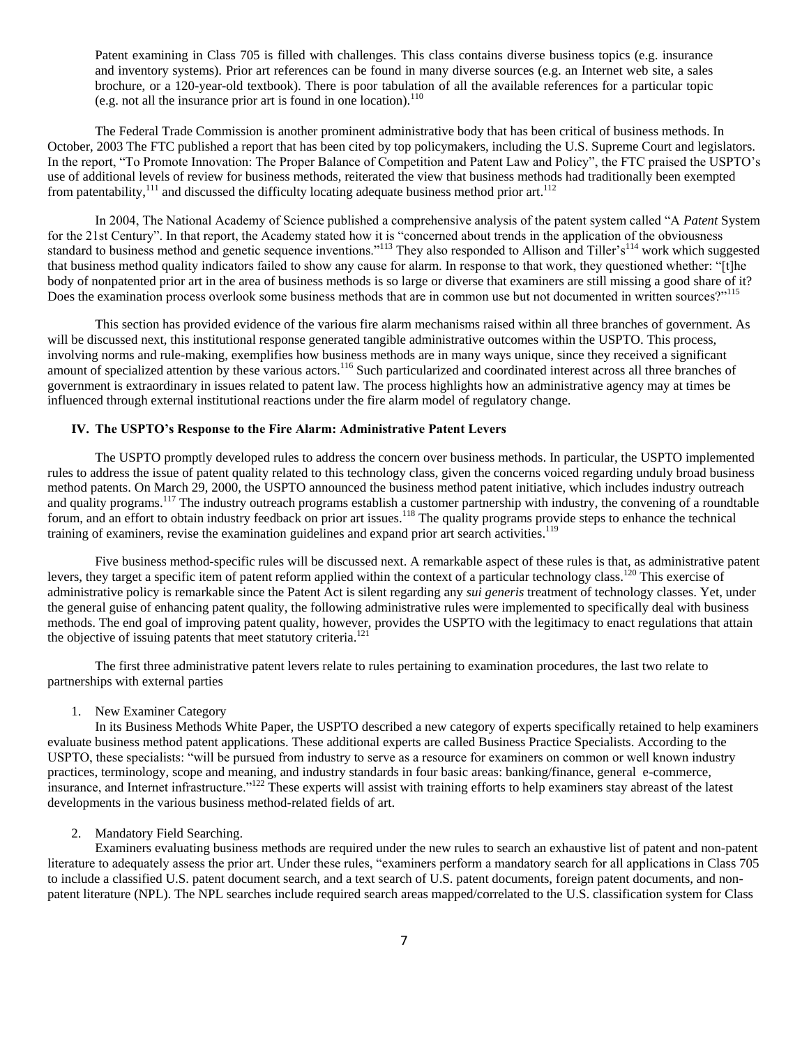Patent examining in Class 705 is filled with challenges. This class contains diverse business topics (e.g. insurance and inventory systems). Prior art references can be found in many diverse sources (e.g. an Internet web site, a sales brochure, or a 120-year-old textbook). There is poor tabulation of all the available references for a particular topic (e.g. not all the insurance prior art is found in one location).[110]

The Federal Trade Commission is another prominent administrative body that has been critical of business methods. In October, 2003 The FTC published a report that has been cited by top policymakers, including the U.S. Supreme Court and legislators. In the report, "To Promote Innovation: The Proper Balance of Competition and Patent Law and Policy", the FTC praised the USPTO's use of additional levels of review for business methods, reiterated the view that business methods had traditionally been exempted from patentability,[111] and discussed the difficulty locating adequate business method prior art.[112]

In 2004, The National Academy of Science published a comprehensive analysis of the patent system called "A *Patent* System for the 21st Century". In that report, the Academy stated how it is "concerned about trends in the application of the obviousness standard to business method and genetic sequence inventions."[113] They also responded to Allison and Tiller's[114] work which suggested that business method quality indicators failed to show any cause for alarm. In response to that work, they questioned whether: "[t]he body of nonpatented prior art in the area of business methods is so large or diverse that examiners are still missing a good share of it? Does the examination process overlook some business methods that are in common use but not documented in written sources?"[115]

This section has provided evidence of the various fire alarm mechanisms raised within all three branches of government. As will be discussed next, this institutional response generated tangible administrative outcomes within the USPTO. This process, involving norms and rule-making, exemplifies how business methods are in many ways unique, since they received a significant amount of specialized attention by these various actors.[116] Such particularized and coordinated interest across all three branches of government is extraordinary in issues related to patent law. The process highlights how an administrative agency may at times be influenced through external institutional reactions under the fire alarm model of regulatory change.

## IV. The USPTO's Response to the Fire Alarm: Administrative Patent Levers

The USPTO promptly developed rules to address the concern over business methods. In particular, the USPTO implemented rules to address the issue of patent quality related to this technology class, given the concerns voiced regarding unduly broad business method patents. On March 29, 2000, the USPTO announced the business method patent initiative, which includes industry outreach and quality programs.[117] The industry outreach programs establish a customer partnership with industry, the convening of a roundtable forum, and an effort to obtain industry feedback on prior art issues.[118] The quality programs provide steps to enhance the technical training of examiners, revise the examination guidelines and expand prior art search activities.[119]

Five business method-specific rules will be discussed next. A remarkable aspect of these rules is that, as administrative patent levers, they target a specific item of patent reform applied within the context of a particular technology class.[120] This exercise of administrative policy is remarkable since the Patent Act is silent regarding any *sui generis* treatment of technology classes. Yet, under the general guise of enhancing patent quality, the following administrative rules were implemented to specifically deal with business methods. The end goal of improving patent quality, however, provides the USPTO with the legitimacy to enact regulations that attain the objective of issuing patents that meet statutory criteria.[121]

The first three administrative patent levers relate to rules pertaining to examination procedures, the last two relate to partnerships with external parties

1. New Examiner Category

In its Business Methods White Paper, the USPTO described a new category of experts specifically retained to help examiners evaluate business method patent applications. These additional experts are called Business Practice Specialists. According to the USPTO, these specialists: "will be pursued from industry to serve as a resource for examiners on common or well known industry practices, terminology, scope and meaning, and industry standards in four basic areas: banking/finance, general e-commerce, insurance, and Internet infrastructure."[122] These experts will assist with training efforts to help examiners stay abreast of the latest developments in the various business method-related fields of art.

2. Mandatory Field Searching.

Examiners evaluating business methods are required under the new rules to search an exhaustive list of patent and non-patent literature to adequately assess the prior art. Under these rules, "examiners perform a mandatory search for all applications in Class 705 to include a classified U.S. patent document search, and a text search of U.S. patent documents, foreign patent documents, and non-patent literature (NPL). The NPL searches include required search areas mapped/correlated to the U.S. classification system for Class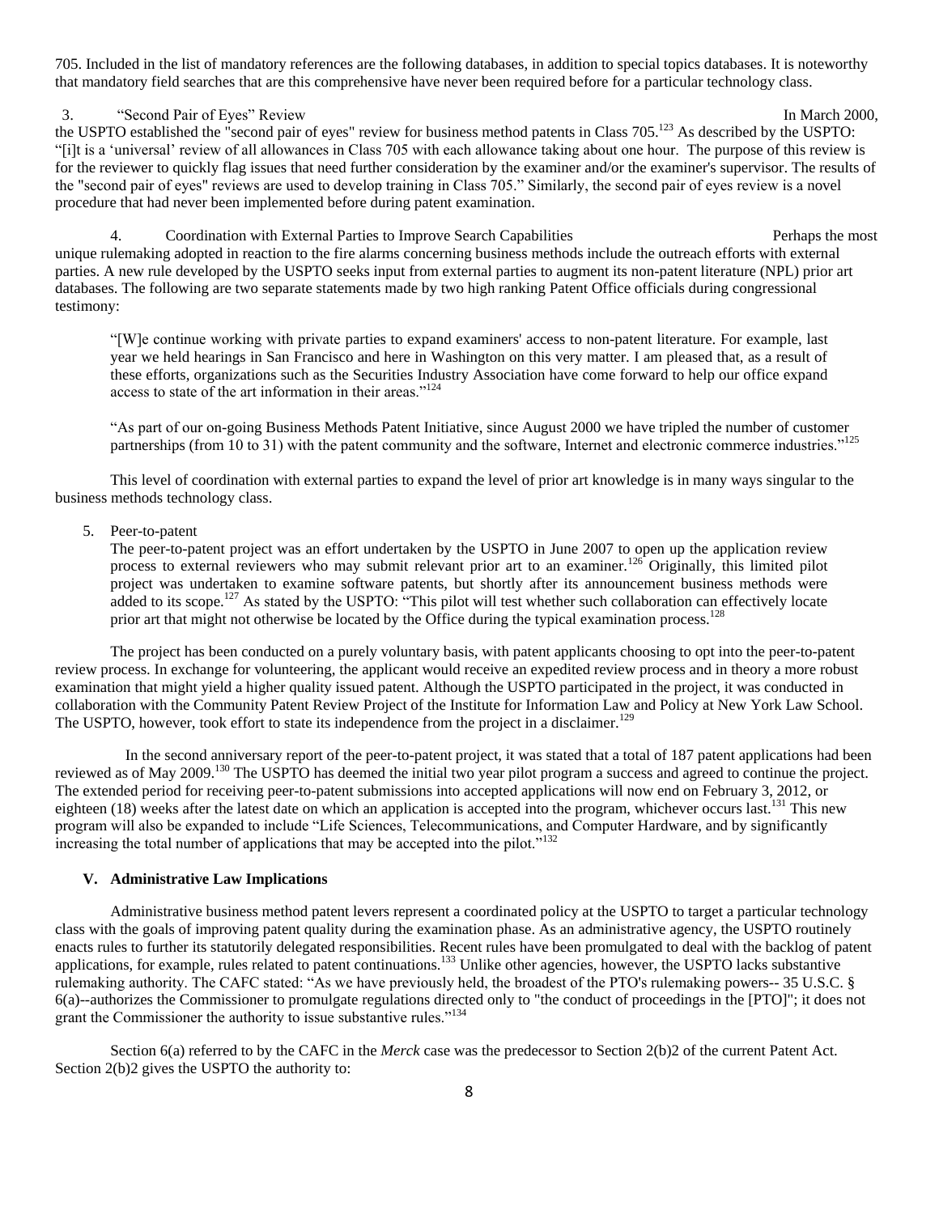705. Included in the list of mandatory references are the following databases, in addition to special topics databases. It is noteworthy that mandatory field searches that are this comprehensive have never been required before for a particular technology class.

### 3. "Second Pair of Eyes" Review

In March 2000, the USPTO established the "second pair of eyes" review for business method patents in Class 705.[123] As described by the USPTO: "[i]t is a 'universal' review of all allowances in Class 705 with each allowance taking about one hour. The purpose of this review is for the reviewer to quickly flag issues that need further consideration by the examiner and/or the examiner's supervisor. The results of the "second pair of eyes" reviews are used to develop training in Class 705." Similarly, the second pair of eyes review is a novel procedure that had never been implemented before during patent examination.

### 4. Coordination with External Parties to Improve Search Capabilities

Perhaps the most unique rulemaking adopted in reaction to the fire alarms concerning business methods include the outreach efforts with external parties. A new rule developed by the USPTO seeks input from external parties to augment its non-patent literature (NPL) prior art databases. The following are two separate statements made by two high ranking Patent Office officials during congressional testimony:

> "[W]e continue working with private parties to expand examiners' access to non-patent literature. For example, last year we held hearings in San Francisco and here in Washington on this very matter. I am pleased that, as a result of these efforts, organizations such as the Securities Industry Association have come forward to help our office expand access to state of the art information in their areas."[124]

> "As part of our on-going Business Methods Patent Initiative, since August 2000 we have tripled the number of customer partnerships (from 10 to 31) with the patent community and the software, Internet and electronic commerce industries."[125]

This level of coordination with external parties to expand the level of prior art knowledge is in many ways singular to the business methods technology class.

### 5. Peer-to-patent

The peer-to-patent project was an effort undertaken by the USPTO in June 2007 to open up the application review process to external reviewers who may submit relevant prior art to an examiner.[126] Originally, this limited pilot project was undertaken to examine software patents, but shortly after its announcement business methods were added to its scope.[127] As stated by the USPTO: "This pilot will test whether such collaboration can effectively locate prior art that might not otherwise be located by the Office during the typical examination process.[128]

The project has been conducted on a purely voluntary basis, with patent applicants choosing to opt into the peer-to-patent review process. In exchange for volunteering, the applicant would receive an expedited review process and in theory a more robust examination that might yield a higher quality issued patent. Although the USPTO participated in the project, it was conducted in collaboration with the Community Patent Review Project of the Institute for Information Law and Policy at New York Law School. The USPTO, however, took effort to state its independence from the project in a disclaimer.[129]

In the second anniversary report of the peer-to-patent project, it was stated that a total of 187 patent applications had been reviewed as of May 2009.[130] The USPTO has deemed the initial two year pilot program a success and agreed to continue the project. The extended period for receiving peer-to-patent submissions into accepted applications will now end on February 3, 2012, or eighteen (18) weeks after the latest date on which an application is accepted into the program, whichever occurs last.[131] This new program will also be expanded to include "Life Sciences, Telecommunications, and Computer Hardware, and by significantly increasing the total number of applications that may be accepted into the pilot."[132]

## V. Administrative Law Implications

Administrative business method patent levers represent a coordinated policy at the USPTO to target a particular technology class with the goals of improving patent quality during the examination phase. As an administrative agency, the USPTO routinely enacts rules to further its statutorily delegated responsibilities. Recent rules have been promulgated to deal with the backlog of patent applications, for example, rules related to patent continuations.[133] Unlike other agencies, however, the USPTO lacks substantive rulemaking authority. The CAFC stated: "As we have previously held, the broadest of the PTO's rulemaking powers-- 35 U.S.C. § 6(a)--authorizes the Commissioner to promulgate regulations directed only to "the conduct of proceedings in the [PTO]"; it does not grant the Commissioner the authority to issue substantive rules."[134]

Section 6(a) referred to by the CAFC in the *Merck* case was the predecessor to Section 2(b)2 of the current Patent Act. Section 2(b)2 gives the USPTO the authority to: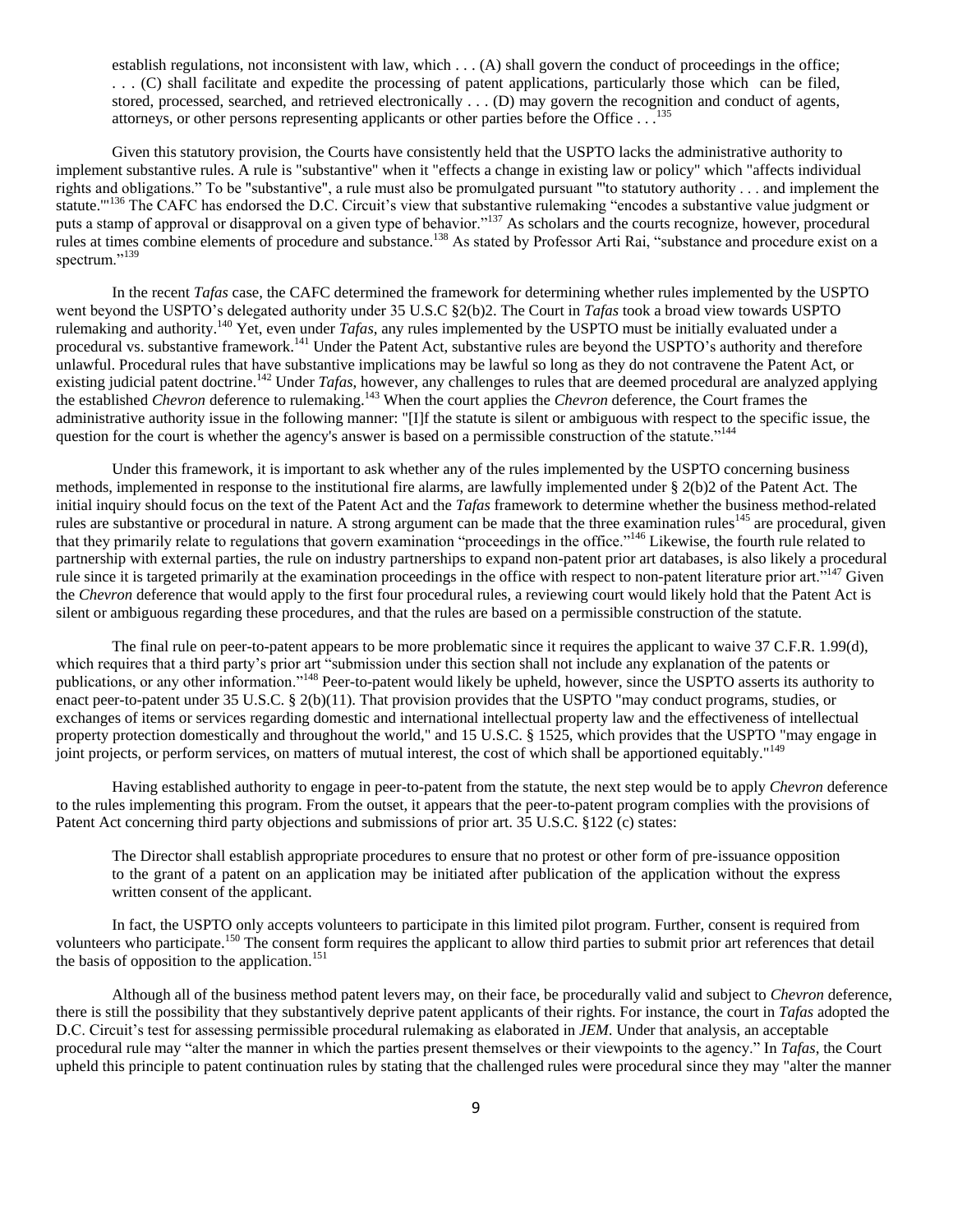establish regulations, not inconsistent with law, which . . . (A) shall govern the conduct of proceedings in the office; . . . (C) shall facilitate and expedite the processing of patent applications, particularly those which can be filed, stored, processed, searched, and retrieved electronically . . . (D) may govern the recognition and conduct of agents, attorneys, or other persons representing applicants or other parties before the Office . . .[135]

Given this statutory provision, the Courts have consistently held that the USPTO lacks the administrative authority to implement substantive rules. A rule is "substantive" when it "effects a change in existing law or policy" which "affects individual rights and obligations." To be "substantive", a rule must also be promulgated pursuant "'to statutory authority . . . and implement the statute.'"[136] The CAFC has endorsed the D.C. Circuit's view that substantive rulemaking "encodes a substantive value judgment or puts a stamp of approval or disapproval on a given type of behavior."[137] As scholars and the courts recognize, however, procedural rules at times combine elements of procedure and substance.[138] As stated by Professor Arti Rai, "substance and procedure exist on a spectrum."[139]

In the recent *Tafas* case, the CAFC determined the framework for determining whether rules implemented by the USPTO went beyond the USPTO's delegated authority under 35 U.S.C §2(b)2. The Court in *Tafas* took a broad view towards USPTO rulemaking and authority.[140] Yet, even under *Tafas*, any rules implemented by the USPTO must be initially evaluated under a procedural vs. substantive framework.[141] Under the Patent Act, substantive rules are beyond the USPTO's authority and therefore unlawful. Procedural rules that have substantive implications may be lawful so long as they do not contravene the Patent Act, or existing judicial patent doctrine.[142] Under *Tafas*, however, any challenges to rules that are deemed procedural are analyzed applying the established *Chevron* deference to rulemaking.[143] When the court applies the *Chevron* deference, the Court frames the administrative authority issue in the following manner: "[I]f the statute is silent or ambiguous with respect to the specific issue, the question for the court is whether the agency's answer is based on a permissible construction of the statute."[144]

Under this framework, it is important to ask whether any of the rules implemented by the USPTO concerning business methods, implemented in response to the institutional fire alarms, are lawfully implemented under § 2(b)2 of the Patent Act. The initial inquiry should focus on the text of the Patent Act and the *Tafas* framework to determine whether the business method-related rules are substantive or procedural in nature. A strong argument can be made that the three examination rules[145] are procedural, given that they primarily relate to regulations that govern examination "proceedings in the office."[146] Likewise, the fourth rule related to partnership with external parties, the rule on industry partnerships to expand non-patent prior art databases, is also likely a procedural rule since it is targeted primarily at the examination proceedings in the office with respect to non-patent literature prior art."[147] Given the *Chevron* deference that would apply to the first four procedural rules, a reviewing court would likely hold that the Patent Act is silent or ambiguous regarding these procedures, and that the rules are based on a permissible construction of the statute.

The final rule on peer-to-patent appears to be more problematic since it requires the applicant to waive 37 C.F.R. 1.99(d), which requires that a third party's prior art "submission under this section shall not include any explanation of the patents or publications, or any other information."[148] Peer-to-patent would likely be upheld, however, since the USPTO asserts its authority to enact peer-to-patent under 35 U.S.C. § 2(b)(11). That provision provides that the USPTO "may conduct programs, studies, or exchanges of items or services regarding domestic and international intellectual property law and the effectiveness of intellectual property protection domestically and throughout the world," and 15 U.S.C. § 1525, which provides that the USPTO "may engage in joint projects, or perform services, on matters of mutual interest, the cost of which shall be apportioned equitably."[149]

Having established authority to engage in peer-to-patent from the statute, the next step would be to apply *Chevron* deference to the rules implementing this program. From the outset, it appears that the peer-to-patent program complies with the provisions of Patent Act concerning third party objections and submissions of prior art. 35 U.S.C. §122 (c) states:

> The Director shall establish appropriate procedures to ensure that no protest or other form of pre-issuance opposition to the grant of a patent on an application may be initiated after publication of the application without the express written consent of the applicant.

In fact, the USPTO only accepts volunteers to participate in this limited pilot program. Further, consent is required from volunteers who participate.[150] The consent form requires the applicant to allow third parties to submit prior art references that detail the basis of opposition to the application.[151]

Although all of the business method patent levers may, on their face, be procedurally valid and subject to *Chevron* deference, there is still the possibility that they substantively deprive patent applicants of their rights. For instance, the court in *Tafas* adopted the D.C. Circuit's test for assessing permissible procedural rulemaking as elaborated in *JEM*. Under that analysis, an acceptable procedural rule may "alter the manner in which the parties present themselves or their viewpoints to the agency." In *Tafas*, the Court upheld this principle to patent continuation rules by stating that the challenged rules were procedural since they may "alter the manner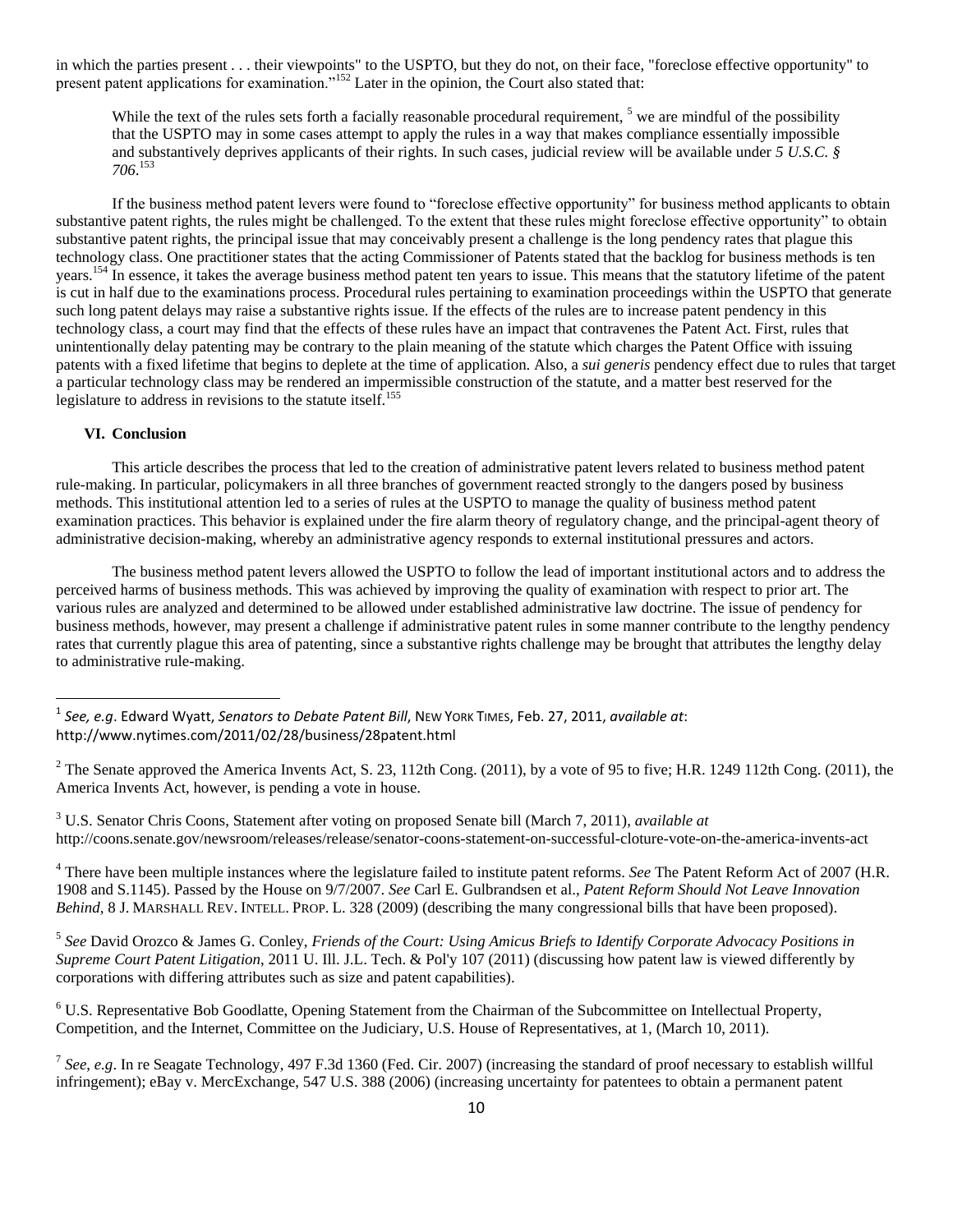in which the parties present . . . their viewpoints" to the USPTO, but they do not, on their face, "foreclose effective opportunity" to present patent applications for examination."[152] Later in the opinion, the Court also stated that:

> While the text of the rules sets forth a facially reasonable procedural requirement, [5] we are mindful of the possibility that the USPTO may in some cases attempt to apply the rules in a way that makes compliance essentially impossible and substantively deprives applicants of their rights. In such cases, judicial review will be available under *5 U.S.C. § 706*.[153]

If the business method patent levers were found to "foreclose effective opportunity" for business method applicants to obtain substantive patent rights, the rules might be challenged. To the extent that these rules might foreclose effective opportunity" to obtain substantive patent rights, the principal issue that may conceivably present a challenge is the long pendency rates that plague this technology class. One practitioner states that the acting Commissioner of Patents stated that the backlog for business methods is ten years.[154] In essence, it takes the average business method patent ten years to issue. This means that the statutory lifetime of the patent is cut in half due to the examinations process. Procedural rules pertaining to examination proceedings within the USPTO that generate such long patent delays may raise a substantive rights issue. If the effects of the rules are to increase patent pendency in this technology class, a court may find that the effects of these rules have an impact that contravenes the Patent Act. First, rules that unintentionally delay patenting may be contrary to the plain meaning of the statute which charges the Patent Office with issuing patents with a fixed lifetime that begins to deplete at the time of application. Also, a *sui generis* pendency effect due to rules that target a particular technology class may be rendered an impermissible construction of the statute, and a matter best reserved for the legislature to address in revisions to the statute itself.[155]

## VI. Conclusion

This article describes the process that led to the creation of administrative patent levers related to business method patent rule-making. In particular, policymakers in all three branches of government reacted strongly to the dangers posed by business methods. This institutional attention led to a series of rules at the USPTO to manage the quality of business method patent examination practices. This behavior is explained under the fire alarm theory of regulatory change, and the principal-agent theory of administrative decision-making, whereby an administrative agency responds to external institutional pressures and actors.

The business method patent levers allowed the USPTO to follow the lead of important institutional actors and to address the perceived harms of business methods. This was achieved by improving the quality of examination with respect to prior art. The various rules are analyzed and determined to be allowed under established administrative law doctrine. The issue of pendency for business methods, however, may present a challenge if administrative patent rules in some manner contribute to the lengthy pendency rates that currently plague this area of patenting, since a substantive rights challenge may be brought that attributes the lengthy delay to administrative rule-making.

---

[1] *See, e.g*. Edward Wyatt, *Senators to Debate Patent Bill*, NEW YORK TIMES, Feb. 27, 2011, *available at*: http://www.nytimes.com/2011/02/28/business/28patent.html

[2] The Senate approved the America Invents Act, S. 23, 112th Cong. (2011), by a vote of 95 to five; H.R. 1249 112th Cong. (2011), the America Invents Act, however, is pending a vote in house.

[3] U.S. Senator Chris Coons, Statement after voting on proposed Senate bill (March 7, 2011), *available at* http://coons.senate.gov/newsroom/releases/release/senator-coons-statement-on-successful-cloture-vote-on-the-america-invents-act

[4] There have been multiple instances where the legislature failed to institute patent reforms. *See* The Patent Reform Act of 2007 (H.R. 1908 and S.1145). Passed by the House on 9/7/2007. *See* Carl E. Gulbrandsen et al., *Patent Reform Should Not Leave Innovation Behind*, 8 J. MARSHALL REV. INTELL. PROP. L. 328 (2009) (describing the many congressional bills that have been proposed).

[5] *See* David Orozco & James G. Conley, *Friends of the Court: Using Amicus Briefs to Identify Corporate Advocacy Positions in Supreme Court Patent Litigation*, 2011 U. Ill. J.L. Tech. & Pol'y 107 (2011) (discussing how patent law is viewed differently by corporations with differing attributes such as size and patent capabilities).

[6] U.S. Representative Bob Goodlatte, Opening Statement from the Chairman of the Subcommittee on Intellectual Property, Competition, and the Internet, Committee on the Judiciary, U.S. House of Representatives, at 1, (March 10, 2011).

[7] *See*, *e.g*. In re Seagate Technology, 497 F.3d 1360 (Fed. Cir. 2007) (increasing the standard of proof necessary to establish willful infringement); eBay v. MercExchange, 547 U.S. 388 (2006) (increasing uncertainty for patentees to obtain a permanent patent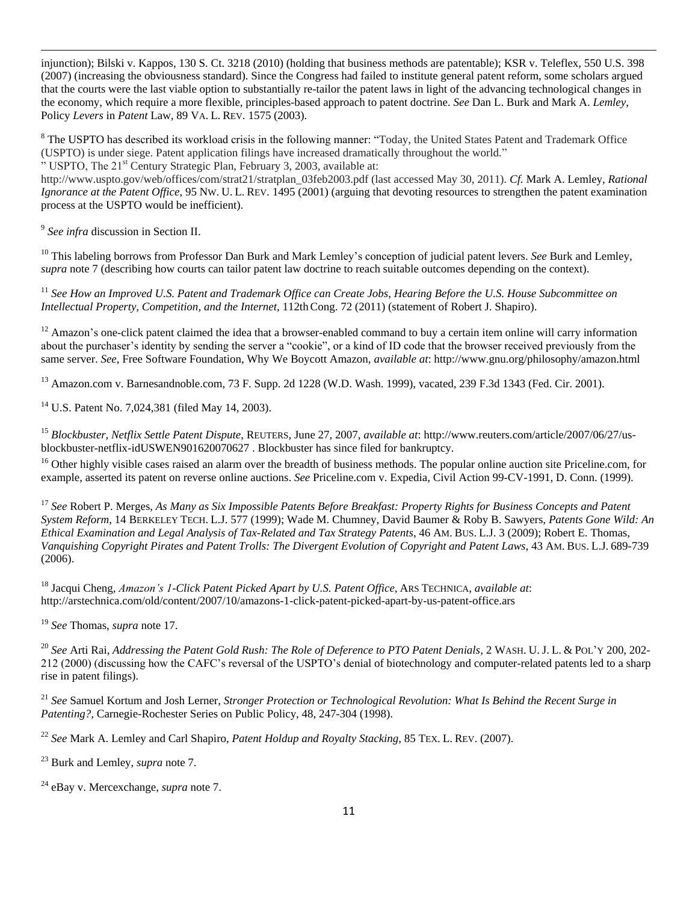injunction); Bilski v. Kappos, 130 S. Ct. 3218 (2010) (holding that business methods are patentable); KSR v. Teleflex, 550 U.S. 398 (2007) (increasing the obviousness standard). Since the Congress had failed to institute general patent reform, some scholars argued that the courts were the last viable option to substantially re-tailor the patent laws in light of the advancing technological changes in the economy, which require a more flexible, principles-based approach to patent doctrine. *See* Dan L. Burk and Mark A. *Lemley*, Policy *Levers* in *Patent* Law, 89 VA. L. REV. 1575 (2003).

[8] The USPTO has described its workload crisis in the following manner: "Today, the United States Patent and Trademark Office (USPTO) is under siege. Patent application filings have increased dramatically throughout the world."
" USPTO, The 21st Century Strategic Plan, February 3, 2003, available at:
http://www.uspto.gov/web/offices/com/strat21/stratplan_03feb2003.pdf (last accessed May 30, 2011). *Cf.* Mark A. Lemley, *Rational Ignorance at the Patent Office*, 95 NW. U. L. REV. 1495 (2001) (arguing that devoting resources to strengthen the patent examination process at the USPTO would be inefficient).

[9] *See infra* discussion in Section II.

[10] This labeling borrows from Professor Dan Burk and Mark Lemley's conception of judicial patent levers. *See* Burk and Lemley, *supra* note 7 (describing how courts can tailor patent law doctrine to reach suitable outcomes depending on the context).

[11] *See How an Improved U.S. Patent and Trademark Office can Create Jobs, Hearing Before the U.S. House Subcommittee on Intellectual Property, Competition, and the Internet*, 112th Cong. 72 (2011) (statement of Robert J. Shapiro).

[12] Amazon's one-click patent claimed the idea that a browser-enabled command to buy a certain item online will carry information about the purchaser's identity by sending the server a "cookie", or a kind of ID code that the browser received previously from the same server. *See*, Free Software Foundation, Why We Boycott Amazon, *available at*: http://www.gnu.org/philosophy/amazon.html

[13] Amazon.com v. Barnesandnoble.com, 73 F. Supp. 2d 1228 (W.D. Wash. 1999), vacated, 239 F.3d 1343 (Fed. Cir. 2001).

[14] U.S. Patent No. 7,024,381 (filed May 14, 2003).

[15] *Blockbuster, Netflix Settle Patent Dispute*, REUTERS, June 27, 2007, *available at*: http://www.reuters.com/article/2007/06/27/us-blockbuster-netflix-idUSWEN901620070627 . Blockbuster has since filed for bankruptcy.

[16] Other highly visible cases raised an alarm over the breadth of business methods. The popular online auction site Priceline.com, for example, asserted its patent on reverse online auctions. *See* Priceline.com v. Expedia, Civil Action 99-CV-1991, D. Conn. (1999).

[17] *See* Robert P. Merges, *As Many as Six Impossible Patents Before Breakfast: Property Rights for Business Concepts and Patent System Reform*, 14 BERKELEY TECH. L.J. 577 (1999); Wade M. Chumney, David Baumer & Roby B. Sawyers, *Patents Gone Wild: An Ethical Examination and Legal Analysis of Tax-Related and Tax Strategy Patents*, 46 AM. BUS. L.J. 3 (2009); Robert E. Thomas, *Vanquishing Copyright Pirates and Patent Trolls: The Divergent Evolution of Copyright and Patent Laws*, 43 AM. BUS. L.J. 689-739 (2006).

[18] Jacqui Cheng, *Amazon's 1-Click Patent Picked Apart by U.S. Patent Office*, ARS TECHNICA, *available at*: http://arstechnica.com/old/content/2007/10/amazons-1-click-patent-picked-apart-by-us-patent-office.ars

[19] *See* Thomas, *supra* note 17.

[20] *See* Arti Rai, *Addressing the Patent Gold Rush: The Role of Deference to PTO Patent Denials*, 2 WASH. U. J. L. & POL'Y 200, 202-212 (2000) (discussing how the CAFC's reversal of the USPTO's denial of biotechnology and computer-related patents led to a sharp rise in patent filings).

[21] *See* Samuel Kortum and Josh Lerner, *Stronger Protection or Technological Revolution: What Is Behind the Recent Surge in Patenting?*, Carnegie-Rochester Series on Public Policy, 48, 247-304 (1998).

[22] *See* Mark A. Lemley and Carl Shapiro, *Patent Holdup and Royalty Stacking*, 85 TEX. L. REV. (2007).

[23] Burk and Lemley, *supra* note 7.

[24] eBay v. Mercexchange, *supra* note 7.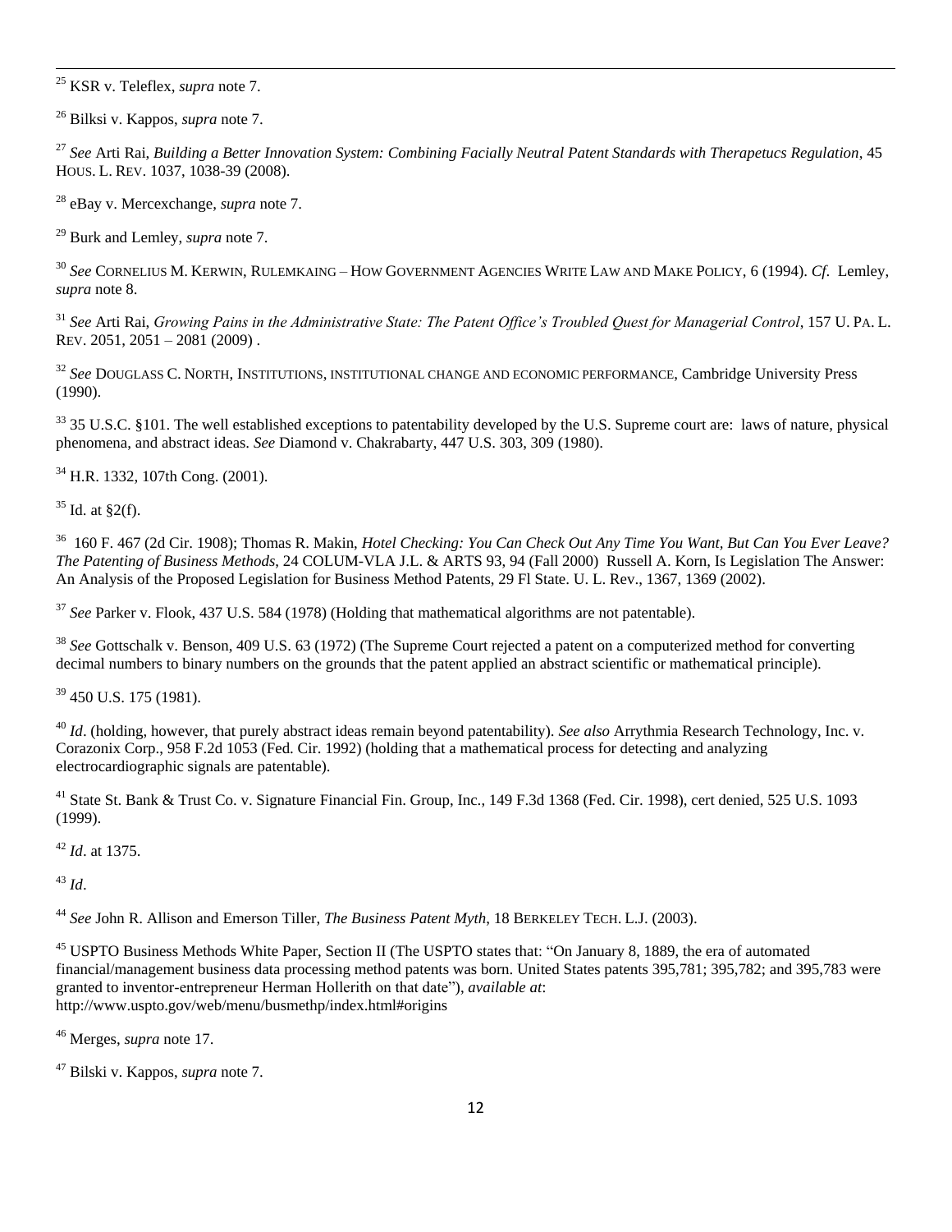[25] KSR v. Teleflex, *supra* note 7.

[26] Bilksi v. Kappos, *supra* note 7.

[27] *See* Arti Rai, *Building a Better Innovation System: Combining Facially Neutral Patent Standards with Therapetucs Regulation*, 45 HOUS. L. REV. 1037, 1038-39 (2008).

[28] eBay v. Mercexchange, *supra* note 7.

[29] Burk and Lemley, *supra* note 7.

[30] *See* CORNELIUS M. KERWIN, RULEMKAING – HOW GOVERNMENT AGENCIES WRITE LAW AND MAKE POLICY, 6 (1994). *Cf.* Lemley, *supra* note 8.

[31] *See* Arti Rai, *Growing Pains in the Administrative State: The Patent Office's Troubled Quest for Managerial Control*, 157 U. PA. L. REV. 2051, 2051 – 2081 (2009) .

[32] *See* DOUGLASS C. NORTH, INSTITUTIONS, INSTITUTIONAL CHANGE AND ECONOMIC PERFORMANCE, Cambridge University Press (1990).

[33] 35 U.S.C. §101. The well established exceptions to patentability developed by the U.S. Supreme court are: laws of nature, physical phenomena, and abstract ideas. *See* Diamond v. Chakrabarty, 447 U.S. 303, 309 (1980).

[34] H.R. 1332, 107th Cong. (2001).

[35] Id. at §2(f).

[36] 160 F. 467 (2d Cir. 1908); Thomas R. Makin, *Hotel Checking: You Can Check Out Any Time You Want, But Can You Ever Leave? The Patenting of Business Methods*, 24 COLUM-VLA J.L. & ARTS 93, 94 (Fall 2000) Russell A. Korn, Is Legislation The Answer: An Analysis of the Proposed Legislation for Business Method Patents, 29 Fl State. U. L. Rev., 1367, 1369 (2002).

[37] *See* Parker v. Flook, 437 U.S. 584 (1978) (Holding that mathematical algorithms are not patentable).

[38] *See* Gottschalk v. Benson, 409 U.S. 63 (1972) (The Supreme Court rejected a patent on a computerized method for converting decimal numbers to binary numbers on the grounds that the patent applied an abstract scientific or mathematical principle).

[39] 450 U.S. 175 (1981).

[40] *Id*. (holding, however, that purely abstract ideas remain beyond patentability). *See also* Arrythmia Research Technology, Inc. v. Corazonix Corp., 958 F.2d 1053 (Fed. Cir. 1992) (holding that a mathematical process for detecting and analyzing electrocardiographic signals are patentable).

[41] State St. Bank & Trust Co. v. Signature Financial Fin. Group, Inc., 149 F.3d 1368 (Fed. Cir. 1998), cert denied, 525 U.S. 1093 (1999).

[42] *Id*. at 1375.

[43] *Id*.

[44] *See* John R. Allison and Emerson Tiller, *The Business Patent Myth*, 18 BERKELEY TECH. L.J. (2003).

[45] USPTO Business Methods White Paper, Section II (The USPTO states that: "On January 8, 1889, the era of automated financial/management business data processing method patents was born. United States patents 395,781; 395,782; and 395,783 were granted to inventor-entrepreneur Herman Hollerith on that date"), *available at*: http://www.uspto.gov/web/menu/busmethp/index.html#origins

[46] Merges, *supra* note 17.

[47] Bilski v. Kappos, *supra* note 7.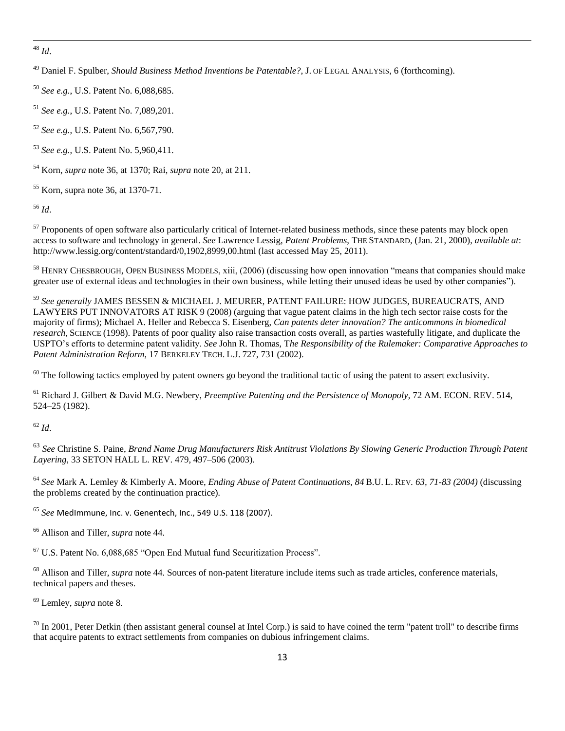[48] *Id*.

[49] Daniel F. Spulber, *Should Business Method Inventions be Patentable?*, J. OF LEGAL ANALYSIS, 6 (forthcoming).

[50] *See e.g.*, U.S. Patent No. 6,088,685.

[51] *See e.g.*, U.S. Patent No. 7,089,201.

[52] *See e.g.*, U.S. Patent No. 6,567,790.

[53] *See e.g.*, U.S. Patent No. 5,960,411.

[54] Korn, *supra* note 36, at 1370; Rai, *supra* note 20, at 211.

[55] Korn, supra note 36, at 1370-71.

[56] *Id*.

[57] Proponents of open software also particularly critical of Internet-related business methods, since these patents may block open access to software and technology in general. *See* Lawrence Lessig, *Patent Problems*, THE STANDARD, (Jan. 21, 2000), *available at*: http://www.lessig.org/content/standard/0,1902,8999,00.html (last accessed May 25, 2011).

[58] HENRY CHESBROUGH, OPEN BUSINESS MODELS, xiii, (2006) (discussing how open innovation "means that companies should make greater use of external ideas and technologies in their own business, while letting their unused ideas be used by other companies").

[59] *See generally* JAMES BESSEN & MICHAEL J. MEURER, PATENT FAILURE: HOW JUDGES, BUREAUCRATS, AND LAWYERS PUT INNOVATORS AT RISK 9 (2008) (arguing that vague patent claims in the high tech sector raise costs for the majority of firms); Michael A. Heller and Rebecca S. Eisenberg, *Can patents deter innovation? The anticommons in biomedical research*, SCIENCE (1998). Patents of poor quality also raise transaction costs overall, as parties wastefully litigate, and duplicate the USPTO's efforts to determine patent validity. *See* John R. Thomas, T*he Responsibility of the Rulemaker: Comparative Approaches to Patent Administration Reform*, 17 BERKELEY TECH. L.J. 727, 731 (2002).

[60] The following tactics employed by patent owners go beyond the traditional tactic of using the patent to assert exclusivity.

[61] Richard J. Gilbert & David M.G. Newbery, *Preemptive Patenting and the Persistence of Monopoly*, 72 AM. ECON. REV. 514, 524–25 (1982).

[62] *Id*.

[63] *See* Christine S. Paine, *Brand Name Drug Manufacturers Risk Antitrust Violations By Slowing Generic Production Through Patent Layering*, 33 SETON HALL L. REV. 479, 497–506 (2003).

[64] *See* Mark A. Lemley & Kimberly A. Moore, *Ending Abuse of Patent Continuations*, *84* B.U. L. REV. *63, 71-83 (2004)* (discussing the problems created by the continuation practice).

[65] *See* MedImmune, Inc. v. Genentech, Inc., 549 U.S. 118 (2007).

[66] Allison and Tiller, *supra* note 44.

[67] U.S. Patent No. 6,088,685 "Open End Mutual fund Securitization Process".

[68] Allison and Tiller, *supra* note 44. Sources of non-patent literature include items such as trade articles, conference materials, technical papers and theses.

[69] Lemley, *supra* note 8.

[70] In 2001, Peter Detkin (then assistant general counsel at Intel Corp.) is said to have coined the term "patent troll" to describe firms that acquire patents to extract settlements from companies on dubious infringement claims.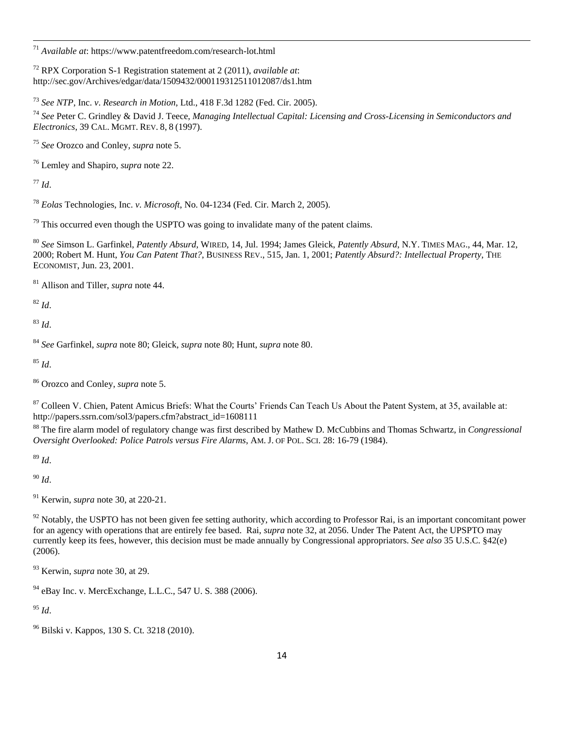[71] *Available at*: https://www.patentfreedom.com/research-lot.html

[72] RPX Corporation S-1 Registration statement at 2 (2011), *available at*: http://sec.gov/Archives/edgar/data/1509432/000119312511012087/ds1.htm

[73] *See NTP*, Inc. *v*. *Research in Motion*, Ltd., 418 F.3d 1282 (Fed. Cir. 2005).

[74] *See* Peter C. Grindley & David J. Teece, *Managing Intellectual Capital: Licensing and Cross-Licensing in Semiconductors and Electronics*, 39 CAL. MGMT. REV. 8, 8 (1997).

[75] *See* Orozco and Conley, *supra* note 5.

[76] Lemley and Shapiro, *supra* note 22.

[77] *Id*.

[78] *Eolas* Technologies, Inc. *v*. *Microsoft*, No. 04-1234 (Fed. Cir. March 2, 2005).

[79] This occurred even though the USPTO was going to invalidate many of the patent claims.

[80] *See* Simson L. Garfinkel, *Patently Absurd*, WIRED, 14, Jul. 1994; James Gleick, *Patently Absurd*, N.Y. TIMES MAG., 44, Mar. 12, 2000; Robert M. Hunt, *You Can Patent That?*, BUSINESS REV., 515, Jan. 1, 2001; *Patently Absurd?: Intellectual Property*, THE ECONOMIST, Jun. 23, 2001.

[81] Allison and Tiller, *supra* note 44.

[82] *Id*.

[83] *Id*.

[84] *See* Garfinkel, *supra* note 80; Gleick, *supra* note 80; Hunt, *supra* note 80.

[85] *Id*.

[86] Orozco and Conley, *supra* note 5.

[87] Colleen V. Chien, Patent Amicus Briefs: What the Courts' Friends Can Teach Us About the Patent System, at 35, available at: http://papers.ssrn.com/sol3/papers.cfm?abstract_id=1608111

[88] The fire alarm model of regulatory change was first described by Mathew D. McCubbins and Thomas Schwartz, in *Congressional Oversight Overlooked: Police Patrols versus Fire Alarms*, AM. J. OF POL. SCI. 28: 16-79 (1984).

[89] *Id*.

[90] *Id*.

[91] Kerwin, *supra* note 30, at 220-21.

[92] Notably, the USPTO has not been given fee setting authority, which according to Professor Rai, is an important concomitant power for an agency with operations that are entirely fee based. Rai, *supra* note 32, at 2056. Under The Patent Act, the UPSPTO may currently keep its fees, however, this decision must be made annually by Congressional appropriators. *See also* 35 U.S.C. §42(e) (2006).

[93] Kerwin, *supra* note 30, at 29.

[94] eBay Inc. v. MercExchange, L.L.C., 547 U. S. 388 (2006).

[95] *Id*.

[96] Bilski v. Kappos, 130 S. Ct. 3218 (2010).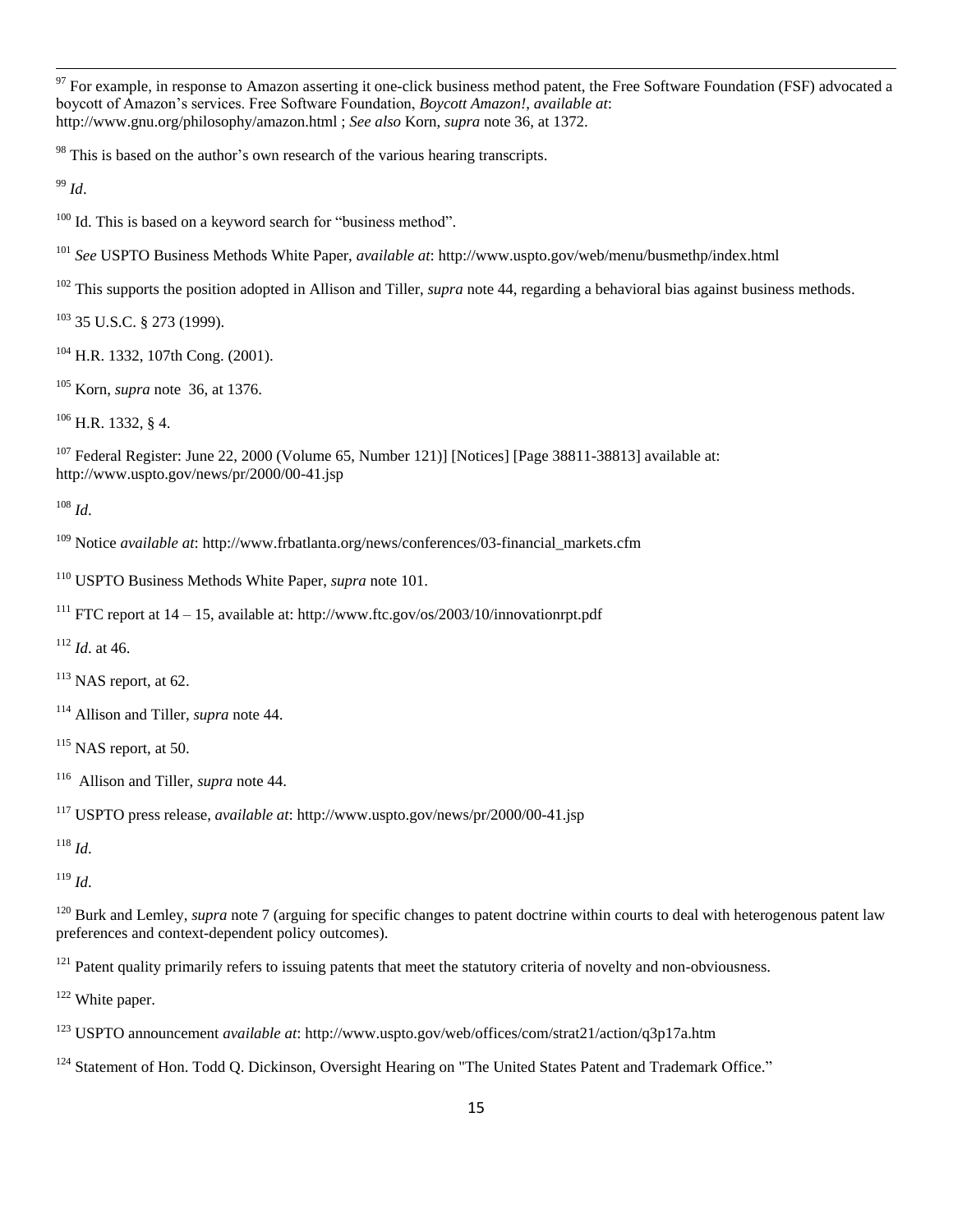[97] For example, in response to Amazon asserting it one-click business method patent, the Free Software Foundation (FSF) advocated a boycott of Amazon's services. Free Software Foundation, *Boycott Amazon!*, *available at*: http://www.gnu.org/philosophy/amazon.html ; *See also* Korn, *supra* note 36, at 1372.

[98] This is based on the author's own research of the various hearing transcripts.

[99] *Id*.

[100] Id. This is based on a keyword search for "business method".

[101] *See* USPTO Business Methods White Paper, *available at*: http://www.uspto.gov/web/menu/busmethp/index.html

[102] This supports the position adopted in Allison and Tiller, *supra* note 44, regarding a behavioral bias against business methods.

[103] 35 U.S.C. § 273 (1999).

[104] H.R. 1332, 107th Cong. (2001).

[105] Korn, *supra* note 36, at 1376.

[106] H.R. 1332, § 4.

[107] Federal Register: June 22, 2000 (Volume 65, Number 121)] [Notices] [Page 38811-38813] available at: http://www.uspto.gov/news/pr/2000/00-41.jsp

[108] *Id*.

[109] Notice *available at*: http://www.frbatlanta.org/news/conferences/03-financial_markets.cfm

[110] USPTO Business Methods White Paper, *supra* note 101.

[111] FTC report at 14 – 15, available at: http://www.ftc.gov/os/2003/10/innovationrpt.pdf

[112] *Id*. at 46.

[113] NAS report, at 62.

[114] Allison and Tiller, *supra* note 44.

[115] NAS report, at 50.

[116] Allison and Tiller, *supra* note 44.

[117] USPTO press release, *available at*: http://www.uspto.gov/news/pr/2000/00-41.jsp

[118] *Id*.

[119] *Id*.

[120] Burk and Lemley, *supra* note 7 (arguing for specific changes to patent doctrine within courts to deal with heterogenous patent law preferences and context-dependent policy outcomes).

[121] Patent quality primarily refers to issuing patents that meet the statutory criteria of novelty and non-obviousness.

[122] White paper.

[123] USPTO announcement *available at*: http://www.uspto.gov/web/offices/com/strat21/action/q3p17a.htm

[124] Statement of Hon. Todd Q. Dickinson, Oversight Hearing on "The United States Patent and Trademark Office."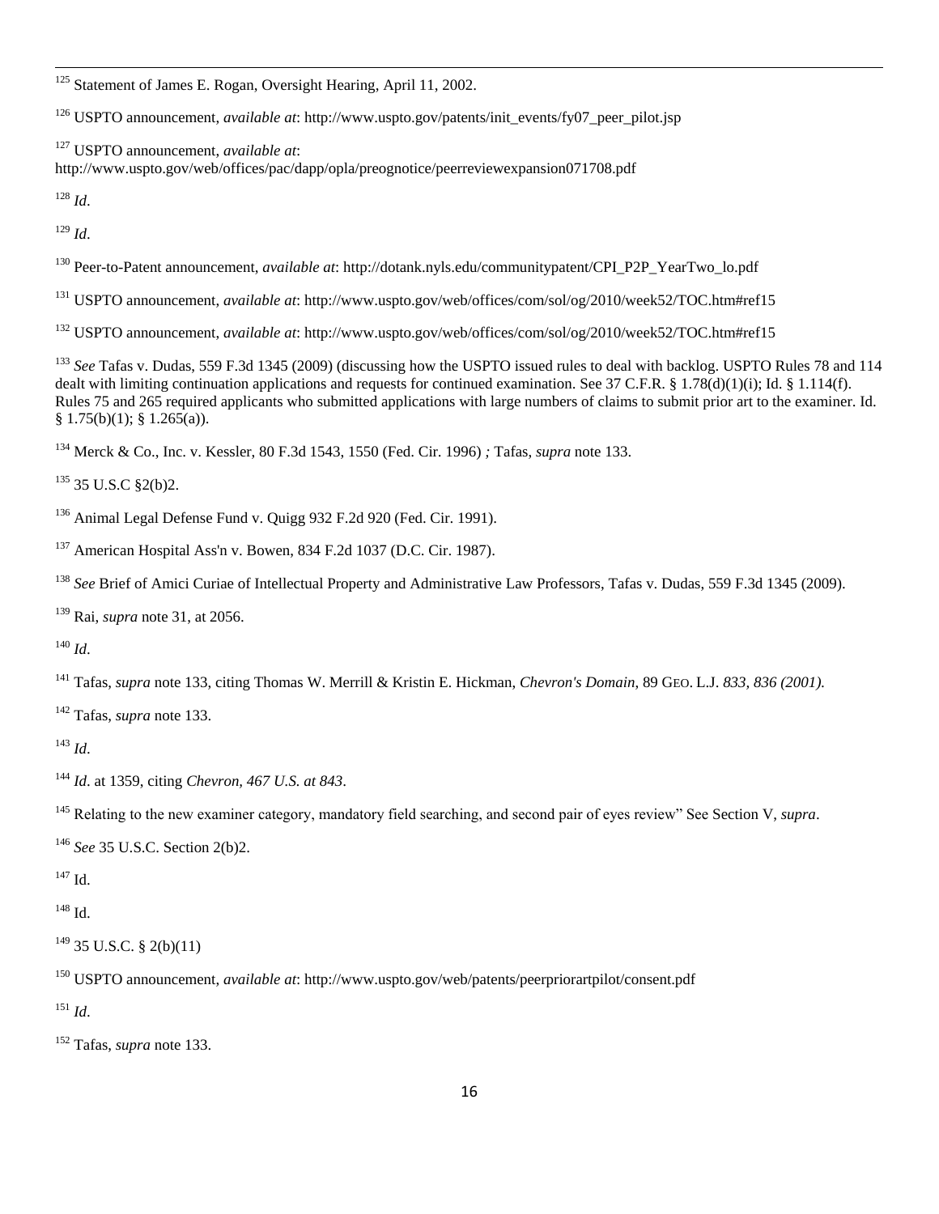[125] Statement of James E. Rogan, Oversight Hearing, April 11, 2002.

[126] USPTO announcement, *available at*: http://www.uspto.gov/patents/init_events/fy07_peer_pilot.jsp

[127] USPTO announcement, *available at*: http://www.uspto.gov/web/offices/pac/dapp/opla/preognotice/peerreviewexpansion071708.pdf

[128] *Id*.

[129] *Id*.

[130] Peer-to-Patent announcement, *available at*: http://dotank.nyls.edu/communitypatent/CPI_P2P_YearTwo_lo.pdf

[131] USPTO announcement, *available at*: http://www.uspto.gov/web/offices/com/sol/og/2010/week52/TOC.htm#ref15

[132] USPTO announcement, *available at*: http://www.uspto.gov/web/offices/com/sol/og/2010/week52/TOC.htm#ref15

[133] *See* Tafas v. Dudas, 559 F.3d 1345 (2009) (discussing how the USPTO issued rules to deal with backlog. USPTO Rules 78 and 114 dealt with limiting continuation applications and requests for continued examination. See 37 C.F.R. § 1.78(d)(1)(i); Id. § 1.114(f). Rules 75 and 265 required applicants who submitted applications with large numbers of claims to submit prior art to the examiner. Id. § 1.75(b)(1); § 1.265(a)).

[134] Merck & Co., Inc. v. Kessler, 80 F.3d 1543, 1550 (Fed. Cir. 1996) *;* Tafas, *supra* note 133.

[135] 35 U.S.C §2(b)2.

[136] Animal Legal Defense Fund v. Quigg 932 F.2d 920 (Fed. Cir. 1991).

[137] American Hospital Ass'n v. Bowen, 834 F.2d 1037 (D.C. Cir. 1987).

[138] *See* Brief of Amici Curiae of Intellectual Property and Administrative Law Professors, Tafas v. Dudas, 559 F.3d 1345 (2009).

[139] Rai, *supra* note 31, at 2056.

[140] *Id*.

[141] Tafas, *supra* note 133, citing Thomas W. Merrill & Kristin E. Hickman, *Chevron's Domain*, 89 GEO. L.J. *833, 836 (2001).*

[142] Tafas, *supra* note 133.

[143] *Id*.

[144] *Id*. at 1359, citing *Chevron, 467 U.S. at 843*.

[145] Relating to the new examiner category, mandatory field searching, and second pair of eyes review" See Section V, *supra*.

[146] *See* 35 U.S.C. Section 2(b)2.

[147] Id.

[148] Id.

[149] 35 U.S.C. § 2(b)(11)

[150] USPTO announcement, *available at*: http://www.uspto.gov/web/patents/peerpriorartpilot/consent.pdf

[151] *Id*.

[152] Tafas, *supra* note 133.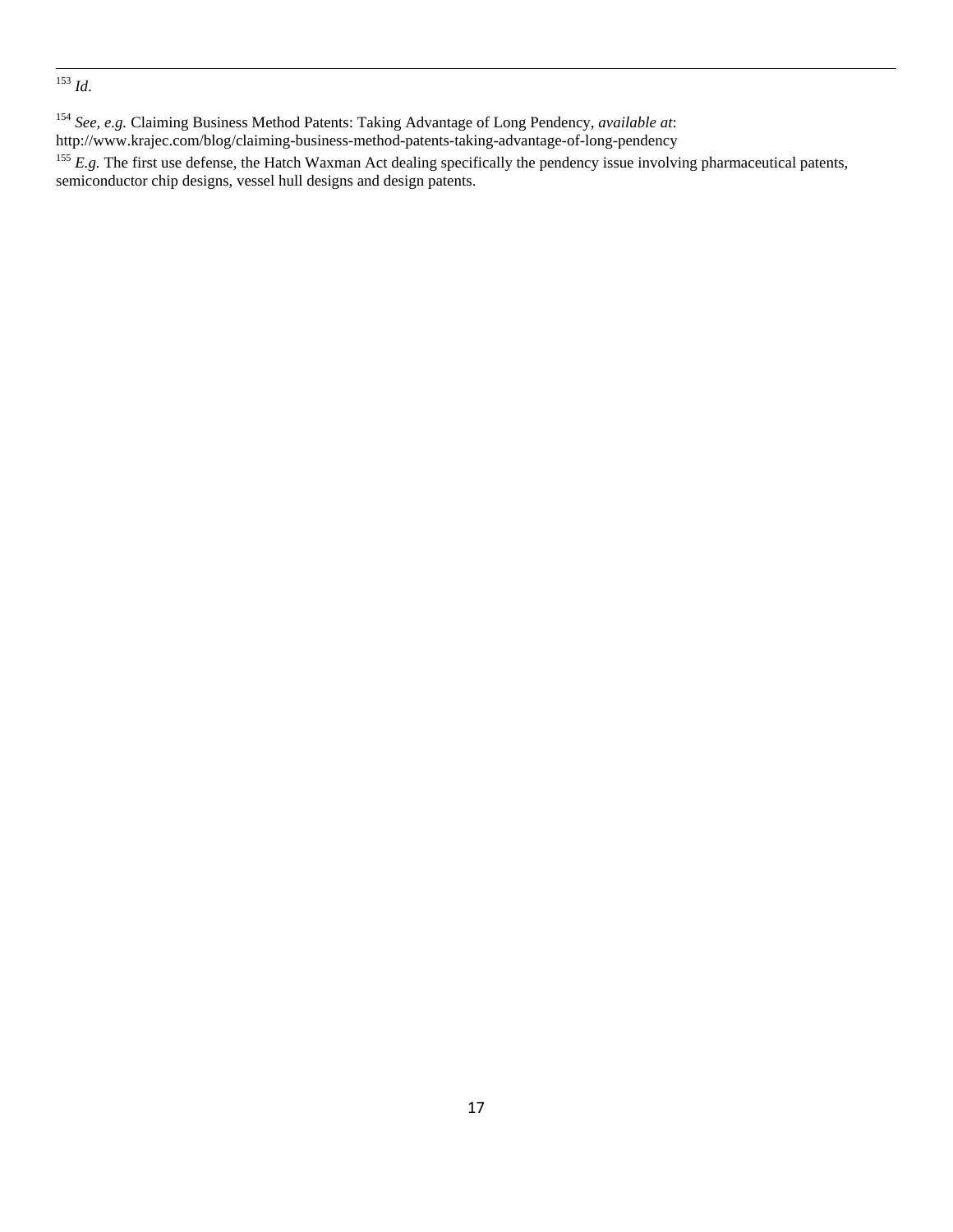[153] *Id*.

[154] *See, e.g.* Claiming Business Method Patents: Taking Advantage of Long Pendency, *available at*: http://www.krajec.com/blog/claiming-business-method-patents-taking-advantage-of-long-pendency

[155] *E.g.* The first use defense, the Hatch Waxman Act dealing specifically the pendency issue involving pharmaceutical patents, semiconductor chip designs, vessel hull designs and design patents.